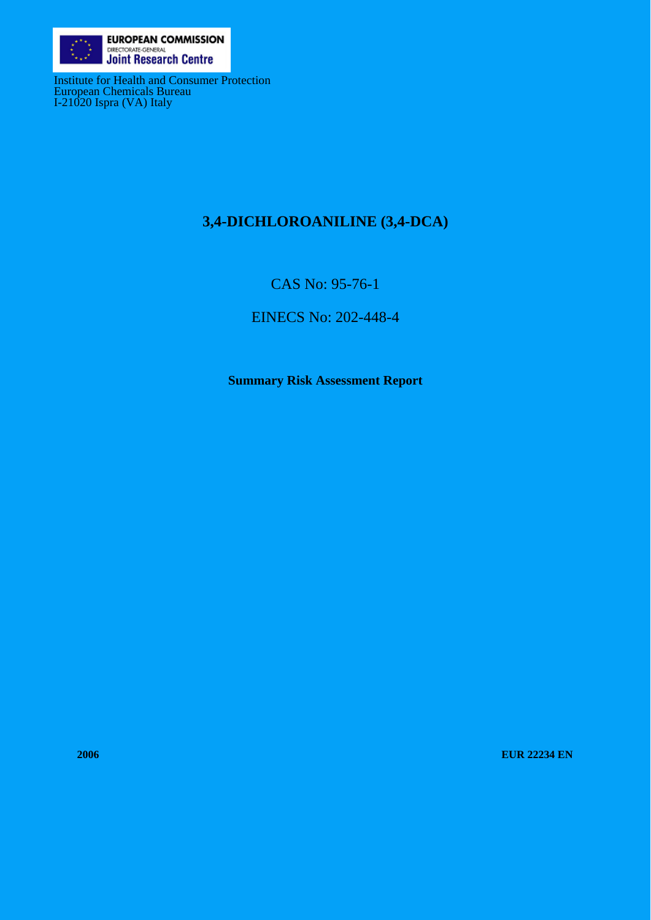EUROPEAN COMMISSION
DIRECTORATE-GENERAL
Joint Research Centre

Institute for Health and Consumer Protection
European Chemicals Bureau
I-21020 Ispra (VA) Italy

# 3,4-DICHLOROANILINE (3,4-DCA)

CAS No: 95-76-1

EINECS No: 202-448-4

**Summary Risk Assessment Report**

**2006** **EUR 22234 EN**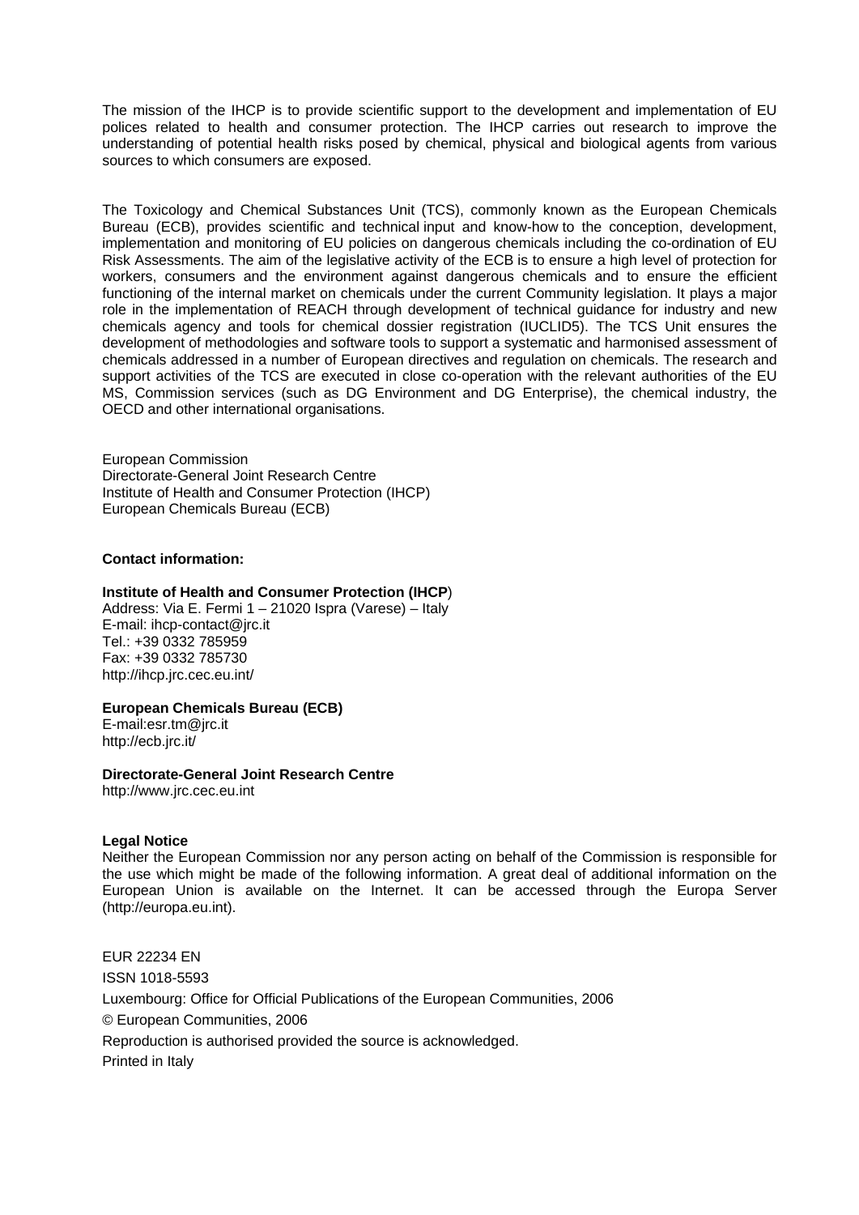The mission of the IHCP is to provide scientific support to the development and implementation of EU polices related to health and consumer protection. The IHCP carries out research to improve the understanding of potential health risks posed by chemical, physical and biological agents from various sources to which consumers are exposed.

The Toxicology and Chemical Substances Unit (TCS), commonly known as the European Chemicals Bureau (ECB), provides scientific and technical input and know-how to the conception, development, implementation and monitoring of EU policies on dangerous chemicals including the co-ordination of EU Risk Assessments. The aim of the legislative activity of the ECB is to ensure a high level of protection for workers, consumers and the environment against dangerous chemicals and to ensure the efficient functioning of the internal market on chemicals under the current Community legislation. It plays a major role in the implementation of REACH through development of technical guidance for industry and new chemicals agency and tools for chemical dossier registration (IUCLID5). The TCS Unit ensures the development of methodologies and software tools to support a systematic and harmonised assessment of chemicals addressed in a number of European directives and regulation on chemicals. The research and support activities of the TCS are executed in close co-operation with the relevant authorities of the EU MS, Commission services (such as DG Environment and DG Enterprise), the chemical industry, the OECD and other international organisations.

European Commission
Directorate-General Joint Research Centre
Institute of Health and Consumer Protection (IHCP)
European Chemicals Bureau (ECB)

**Contact information:**

**Institute of Health and Consumer Protection (IHCP)**
Address: Via E. Fermi 1 – 21020 Ispra (Varese) – Italy
E-mail: ihcp-contact@jrc.it
Tel.: +39 0332 785959
Fax: +39 0332 785730
http://ihcp.jrc.cec.eu.int/

**European Chemicals Bureau (ECB)**
E-mail:esr.tm@jrc.it
http://ecb.jrc.it/

**Directorate-General Joint Research Centre**
http://www.jrc.cec.eu.int

**Legal Notice**
Neither the European Commission nor any person acting on behalf of the Commission is responsible for the use which might be made of the following information. A great deal of additional information on the European Union is available on the Internet. It can be accessed through the Europa Server (http://europa.eu.int).

EUR 22234 EN
ISSN 1018-5593
Luxembourg: Office for Official Publications of the European Communities, 2006
© European Communities, 2006
Reproduction is authorised provided the source is acknowledged.
Printed in Italy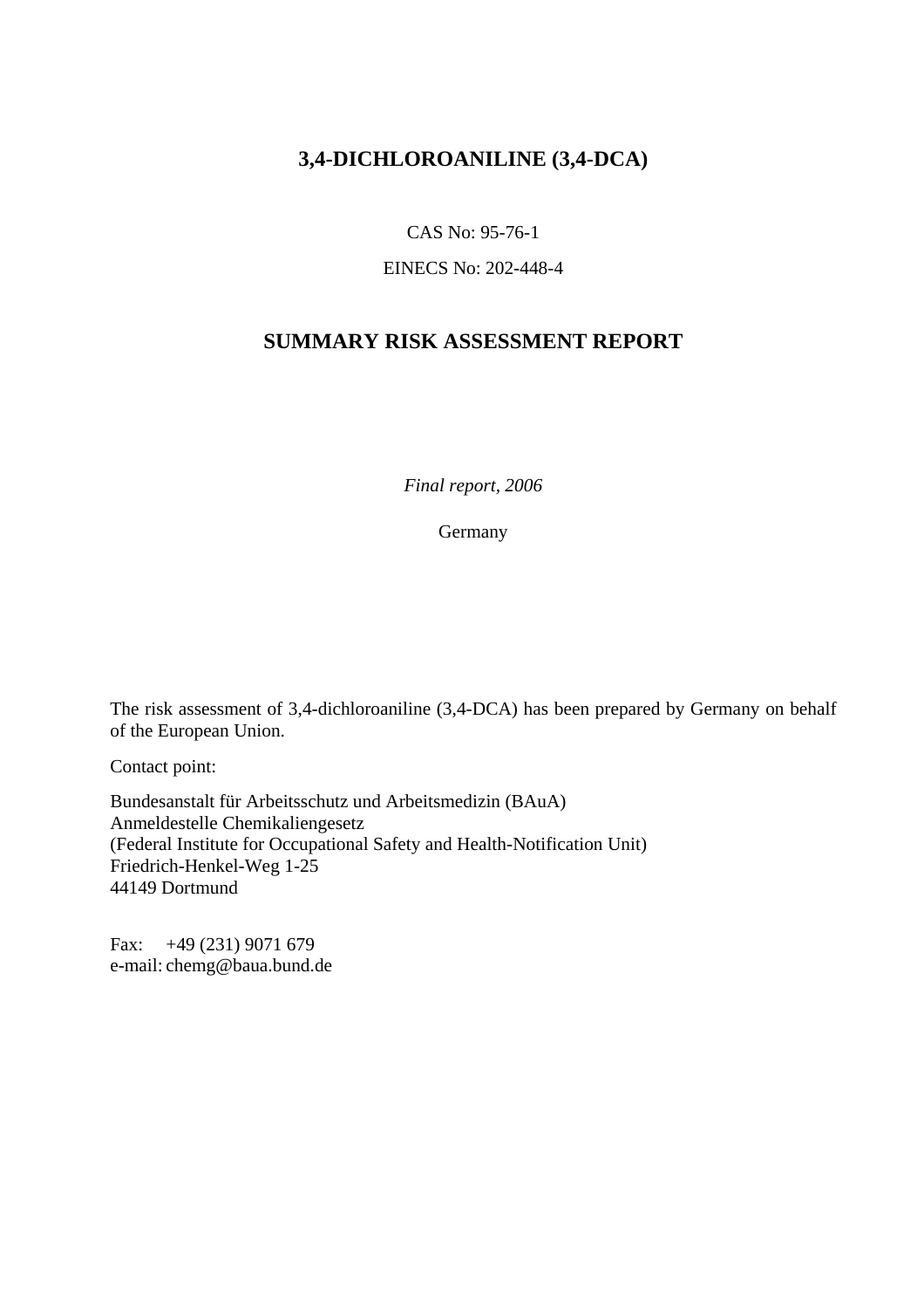# 3,4-DICHLOROANILINE (3,4-DCA)

CAS No: 95-76-1

EINECS No: 202-448-4

# SUMMARY RISK ASSESSMENT REPORT

*Final report, 2006*

Germany

The risk assessment of 3,4-dichloroaniline (3,4-DCA) has been prepared by Germany on behalf of the European Union.

Contact point:

Bundesanstalt für Arbeitsschutz und Arbeitsmedizin (BAuA)
Anmeldestelle Chemikaliengesetz
(Federal Institute for Occupational Safety and Health-Notification Unit)
Friedrich-Henkel-Weg 1-25
44149 Dortmund

Fax: +49 (231) 9071 679
e-mail: chemg@baua.bund.de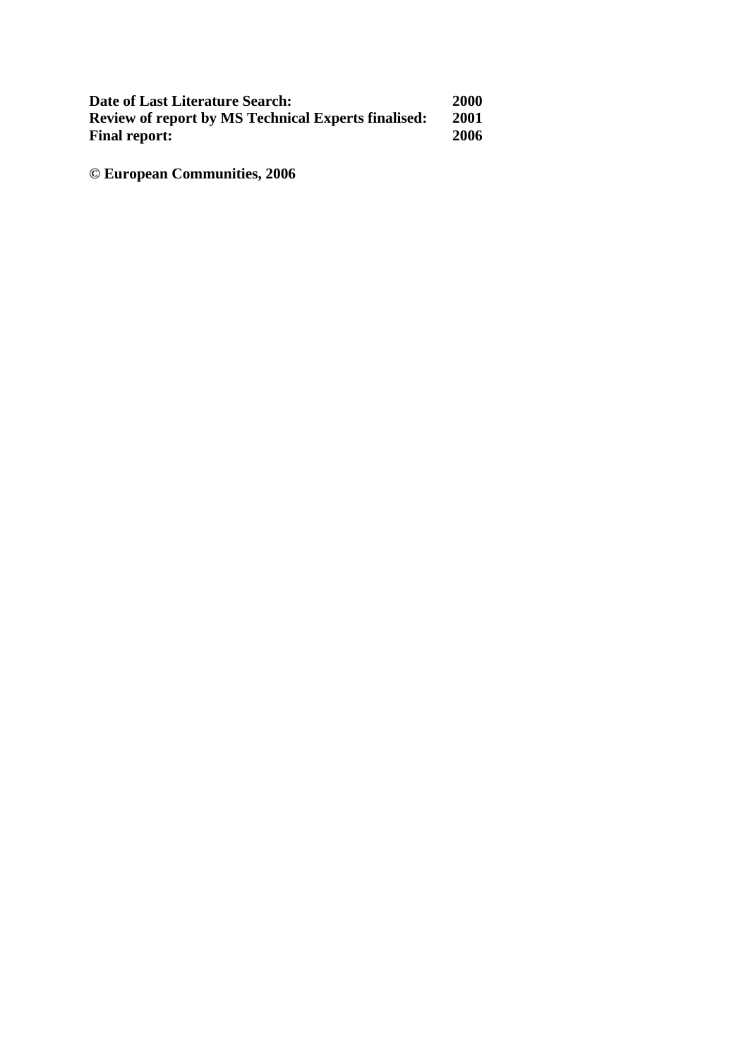| | |
|---|---|
| **Date of Last Literature Search:** | **2000** |
| **Review of report by MS Technical Experts finalised:** | **2001** |
| **Final report:** | **2006** |

**© European Communities, 2006**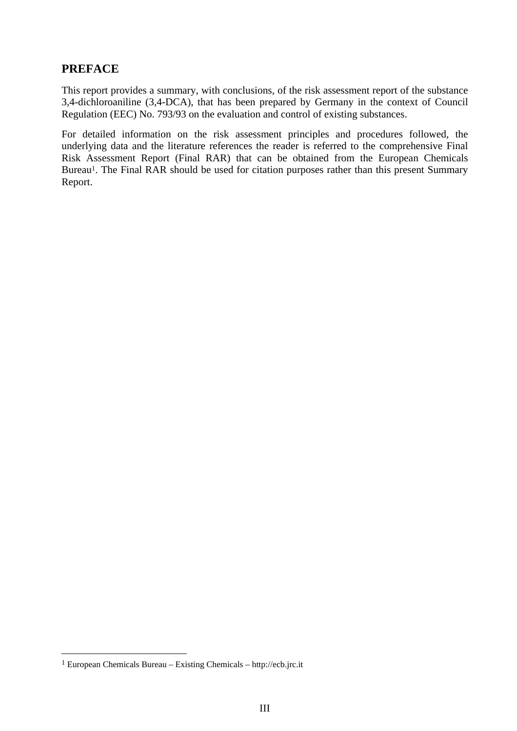## PREFACE

This report provides a summary, with conclusions, of the risk assessment report of the substance 3,4-dichloroaniline (3,4-DCA), that has been prepared by Germany in the context of Council Regulation (EEC) No. 793/93 on the evaluation and control of existing substances.

For detailed information on the risk assessment principles and procedures followed, the underlying data and the literature references the reader is referred to the comprehensive Final Risk Assessment Report (Final RAR) that can be obtained from the European Chemicals Bureau[1]. The Final RAR should be used for citation purposes rather than this present Summary Report.

---

[1] European Chemicals Bureau – Existing Chemicals – http://ecb.jrc.it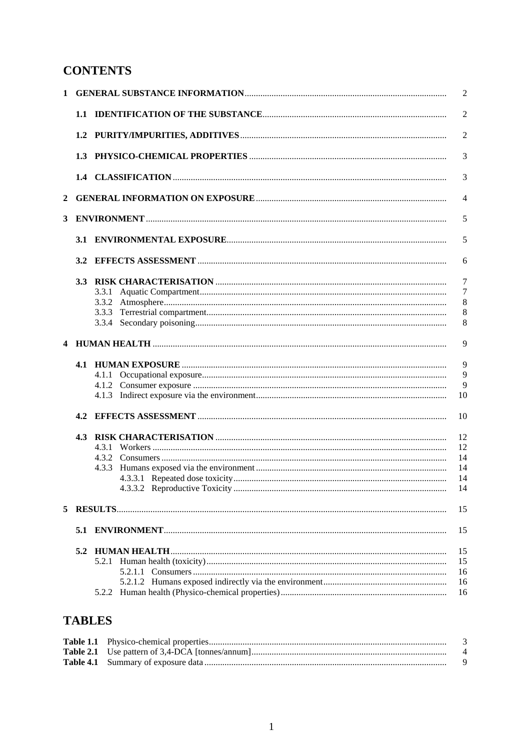# CONTENTS

| | | |
|---|---|---|
| **1** | **GENERAL SUBSTANCE INFORMATION** | 2 |
| | **1.1 IDENTIFICATION OF THE SUBSTANCE** | 2 |
| | **1.2 PURITY/IMPURITIES, ADDITIVES** | 2 |
| | **1.3 PHYSICO-CHEMICAL PROPERTIES** | 3 |
| | **1.4 CLASSIFICATION** | 3 |
| **2** | **GENERAL INFORMATION ON EXPOSURE** | 4 |
| **3** | **ENVIRONMENT** | 5 |
| | **3.1 ENVIRONMENTAL EXPOSURE** | 5 |
| | **3.2 EFFECTS ASSESSMENT** | 6 |
| | **3.3 RISK CHARACTERISATION** | 7 |
| | 3.3.1 Aquatic Compartment | 7 |
| | 3.3.2 Atmosphere | 8 |
| | 3.3.3 Terrestrial compartment | 8 |
| | 3.3.4 Secondary poisoning | 8 |
| **4** | **HUMAN HEALTH** | 9 |
| | **4.1 HUMAN EXPOSURE** | 9 |
| | 4.1.1 Occupational exposure | 9 |
| | 4.1.2 Consumer exposure | 9 |
| | 4.1.3 Indirect exposure via the environment | 10 |
| | **4.2 EFFECTS ASSESSMENT** | 10 |
| | **4.3 RISK CHARACTERISATION** | 12 |
| | 4.3.1 Workers | 12 |
| | 4.3.2 Consumers | 14 |
| | 4.3.3 Humans exposed via the environment | 14 |
| | 4.3.3.1 Repeated dose toxicity | 14 |
| | 4.3.3.2 Reproductive Toxicity | 14 |
| **5** | **RESULTS** | 15 |
| | **5.1 ENVIRONMENT** | 15 |
| | **5.2 HUMAN HEALTH** | 15 |
| | 5.2.1 Human health (toxicity) | 15 |
| | 5.2.1.1 Consumers | 16 |
| | 5.2.1.2 Humans exposed indirectly via the environment | 16 |
| | 5.2.2 Human health (Physico-chemical properties) | 16 |

# TABLES

| | | |
|---|---|---|
| **Table 1.1** | Physico-chemical properties | 3 |
| **Table 2.1** | Use pattern of 3,4-DCA [tonnes/annum] | 4 |
| **Table 4.1** | Summary of exposure data | 9 |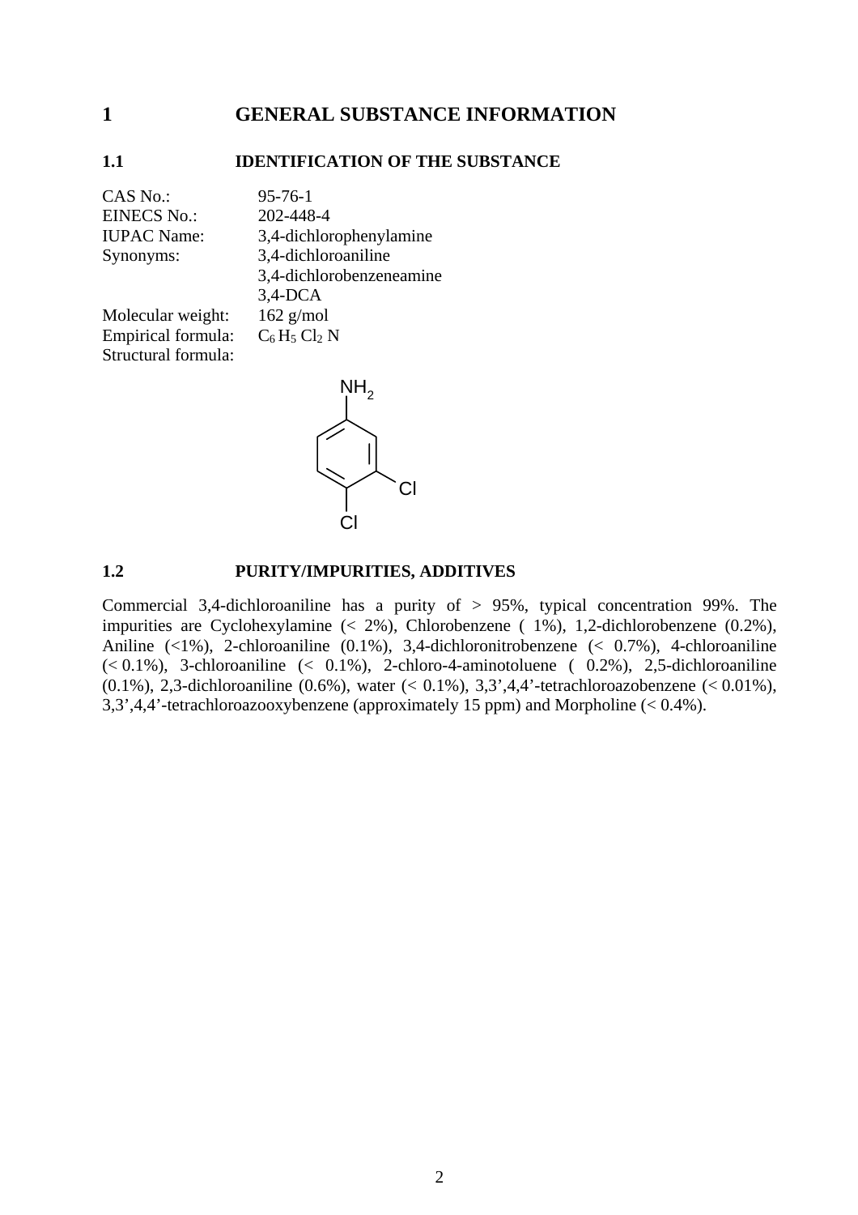# 1 GENERAL SUBSTANCE INFORMATION

## 1.1 IDENTIFICATION OF THE SUBSTANCE

CAS No.: 95-76-1
EINECS No.: 202-448-4
IUPAC Name: 3,4-dichlorophenylamine
Synonyms: 3,4-dichloroaniline
3,4-dichlorobenzeneamine
3,4-DCA
Molecular weight: 162 g/mol
Empirical formula: $C_6 H_5 Cl_2 N$
Structural formula:

## 1.2 PURITY/IMPURITIES, ADDITIVES

Commercial 3,4-dichloroaniline has a purity of > 95%, typical concentration 99%. The impurities are Cyclohexylamine (< 2%), Chlorobenzene ( 1%), 1,2-dichlorobenzene (0.2%), Aniline (<1%), 2-chloroaniline (0.1%), 3,4-dichloronitrobenzene (< 0.7%), 4-chloroaniline (< 0.1%), 3-chloroaniline (< 0.1%), 2-chloro-4-aminotoluene ( 0.2%), 2,5-dichloroaniline (0.1%), 2,3-dichloroaniline (0.6%), water (< 0.1%), 3,3',4,4'-tetrachloroazobenzene (< 0.01%), 3,3',4,4'-tetrachloroazooxybenzene (approximately 15 ppm) and Morpholine (< 0.4%).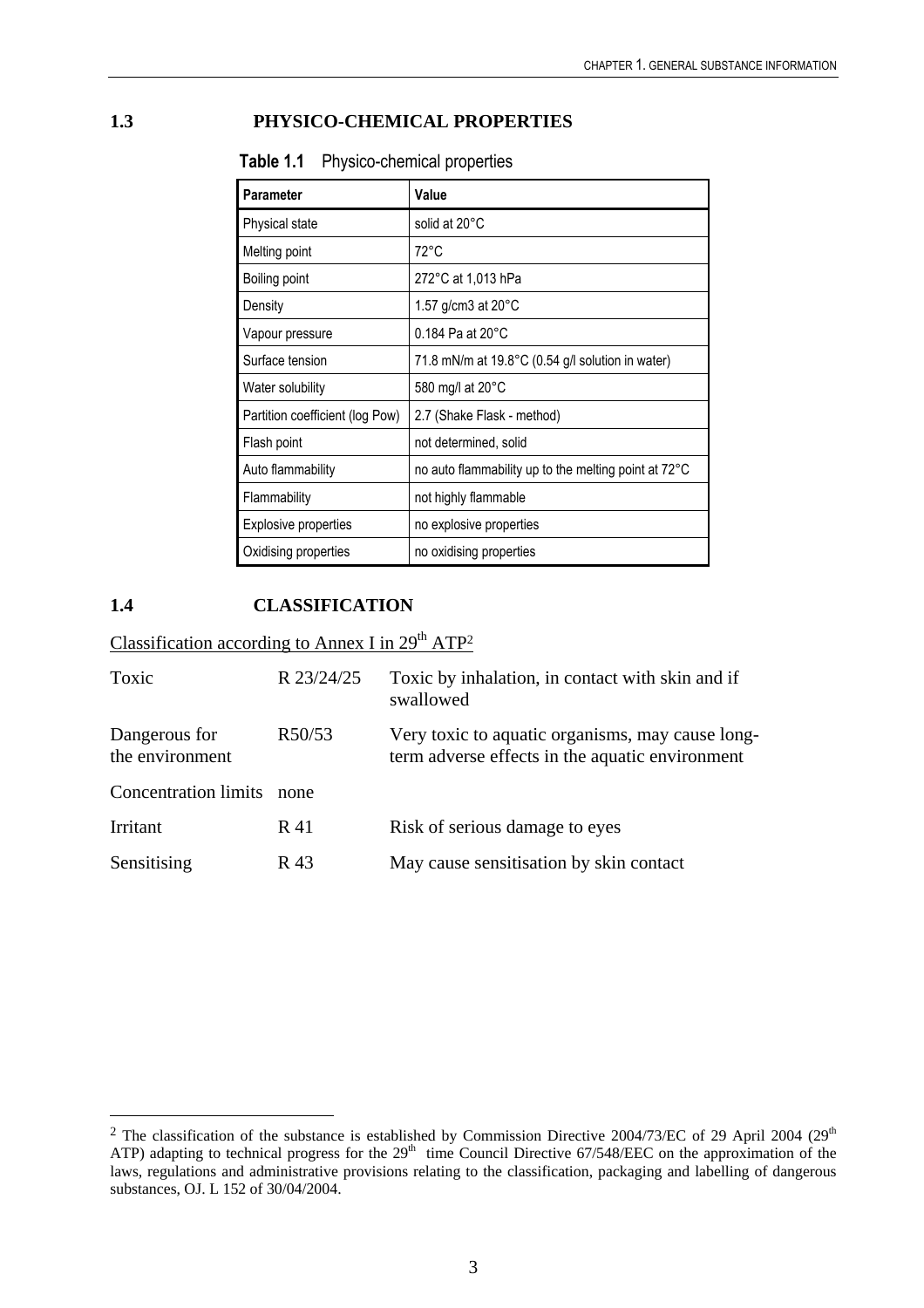## 1.3 PHYSICO-CHEMICAL PROPERTIES

**Table 1.1** Physico-chemical properties

| Parameter | Value |
|---|---|
| Physical state | solid at 20°C |
| Melting point | 72°C |
| Boiling point | 272°C at 1,013 hPa |
| Density | 1.57 g/cm3 at 20°C |
| Vapour pressure | 0.184 Pa at 20°C |
| Surface tension | 71.8 mN/m at 19.8°C (0.54 g/l solution in water) |
| Water solubility | 580 mg/l at 20°C |
| Partition coefficient (log Pow) | 2.7 (Shake Flask - method) |
| Flash point | not determined, solid |
| Auto flammability | no auto flammability up to the melting point at 72°C |
| Flammability | not highly flammable |
| Explosive properties | no explosive properties |
| Oxidising properties | no oxidising properties |

## 1.4 CLASSIFICATION

Classification according to Annex I in 29th ATP[2]

| | | |
|---|---|---|
| Toxic | R 23/24/25 | Toxic by inhalation, in contact with skin and if swallowed |
| Dangerous for the environment | R50/53 | Very toxic to aquatic organisms, may cause long-term adverse effects in the aquatic environment |
| Concentration limits | none | |
| Irritant | R 41 | Risk of serious damage to eyes |
| Sensitising | R 43 | May cause sensitisation by skin contact |

[2] The classification of the substance is established by Commission Directive 2004/73/EC of 29 April 2004 (29th ATP) adapting to technical progress for the 29th time Council Directive 67/548/EEC on the approximation of the laws, regulations and administrative provisions relating to the classification, packaging and labelling of dangerous substances, OJ. L 152 of 30/04/2004.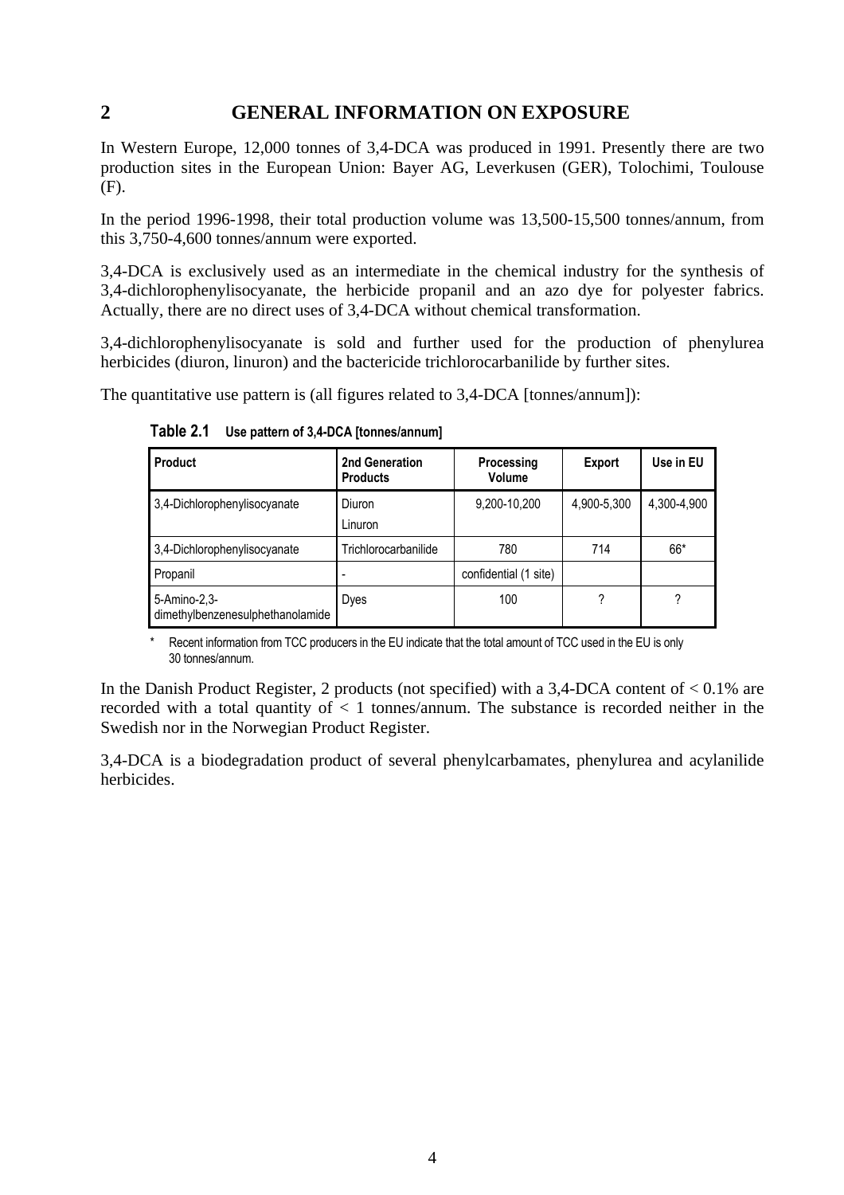## 2 GENERAL INFORMATION ON EXPOSURE

In Western Europe, 12,000 tonnes of 3,4-DCA was produced in 1991. Presently there are two production sites in the European Union: Bayer AG, Leverkusen (GER), Tolochimi, Toulouse (F).

In the period 1996-1998, their total production volume was 13,500-15,500 tonnes/annum, from this 3,750-4,600 tonnes/annum were exported.

3,4-DCA is exclusively used as an intermediate in the chemical industry for the synthesis of 3,4-dichlorophenylisocyanate, the herbicide propanil and an azo dye for polyester fabrics. Actually, there are no direct uses of 3,4-DCA without chemical transformation.

3,4-dichlorophenylisocyanate is sold and further used for the production of phenylurea herbicides (diuron, linuron) and the bactericide trichlorocarbanilide by further sites.

The quantitative use pattern is (all figures related to 3,4-DCA [tonnes/annum]):

**Table 2.1** Use pattern of 3,4-DCA [tonnes/annum]

| Product | 2nd Generation Products | Processing Volume | Export | Use in EU |
|---|---|---|---|---|
| 3,4-Dichlorophenylisocyanate | Diuron<br>Linuron | 9,200-10,200 | 4,900-5,300 | 4,300-4,900 |
| 3,4-Dichlorophenylisocyanate | Trichlorocarbanilide | 780 | 714 | 66* |
| Propanil | - | confidential (1 site) | | |
| 5-Amino-2,3-dimethylbenzenesulphethanolamide | Dyes | 100 | ? | ? |

\* Recent information from TCC producers in the EU indicate that the total amount of TCC used in the EU is only 30 tonnes/annum.

In the Danish Product Register, 2 products (not specified) with a 3,4-DCA content of < 0.1% are recorded with a total quantity of < 1 tonnes/annum. The substance is recorded neither in the Swedish nor in the Norwegian Product Register.

3,4-DCA is a biodegradation product of several phenylcarbamates, phenylurea and acylanilide herbicides.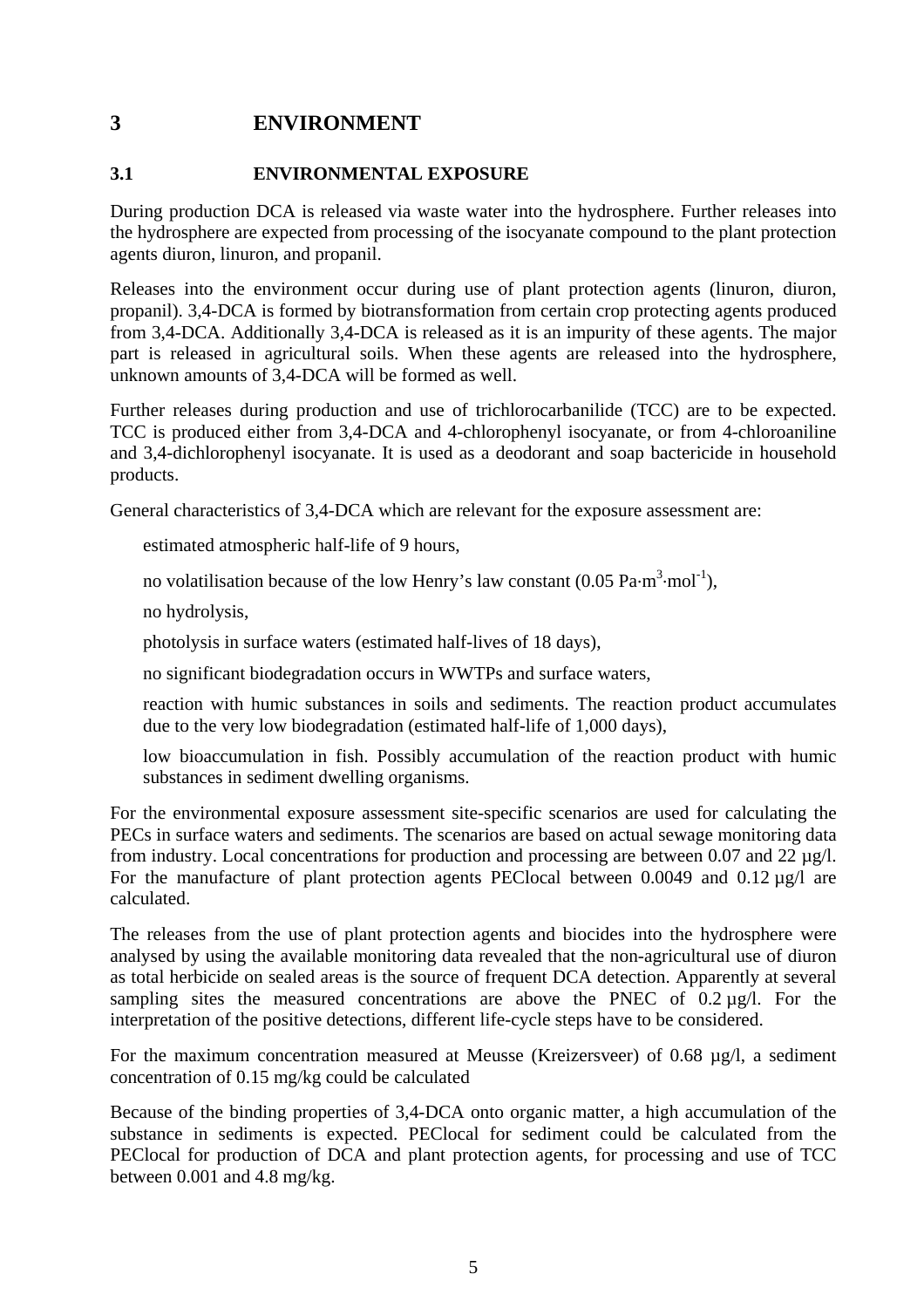# 3 ENVIRONMENT

## 3.1 ENVIRONMENTAL EXPOSURE

During production DCA is released via waste water into the hydrosphere. Further releases into the hydrosphere are expected from processing of the isocyanate compound to the plant protection agents diuron, linuron, and propanil.

Releases into the environment occur during use of plant protection agents (linuron, diuron, propanil). 3,4-DCA is formed by biotransformation from certain crop protecting agents produced from 3,4-DCA. Additionally 3,4-DCA is released as it is an impurity of these agents. The major part is released in agricultural soils. When these agents are released into the hydrosphere, unknown amounts of 3,4-DCA will be formed as well.

Further releases during production and use of trichlorocarbanilide (TCC) are to be expected. TCC is produced either from 3,4-DCA and 4-chlorophenyl isocyanate, or from 4-chloroaniline and 3,4-dichlorophenyl isocyanate. It is used as a deodorant and soap bactericide in household products.

General characteristics of 3,4-DCA which are relevant for the exposure assessment are:

- estimated atmospheric half-life of 9 hours,
- no volatilisation because of the low Henry's law constant (0.05 $Pa \cdot m^3 \cdot mol^{-1}$),
- no hydrolysis,
- photolysis in surface waters (estimated half-lives of 18 days),
- no significant biodegradation occurs in WWTPs and surface waters,
- reaction with humic substances in soils and sediments. The reaction product accumulates due to the very low biodegradation (estimated half-life of 1,000 days),
- low bioaccumulation in fish. Possibly accumulation of the reaction product with humic substances in sediment dwelling organisms.

For the environmental exposure assessment site-specific scenarios are used for calculating the PECs in surface waters and sediments. The scenarios are based on actual sewage monitoring data from industry. Local concentrations for production and processing are between 0.07 and 22 µg/l. For the manufacture of plant protection agents PEClocal between 0.0049 and 0.12 µg/l are calculated.

The releases from the use of plant protection agents and biocides into the hydrosphere were analysed by using the available monitoring data revealed that the non-agricultural use of diuron as total herbicide on sealed areas is the source of frequent DCA detection. Apparently at several sampling sites the measured concentrations are above the PNEC of 0.2 µg/l. For the interpretation of the positive detections, different life-cycle steps have to be considered.

For the maximum concentration measured at Meusse (Kreizersveer) of 0.68 µg/l, a sediment concentration of 0.15 mg/kg could be calculated

Because of the binding properties of 3,4-DCA onto organic matter, a high accumulation of the substance in sediments is expected. PEClocal for sediment could be calculated from the PEClocal for production of DCA and plant protection agents, for processing and use of TCC between 0.001 and 4.8 mg/kg.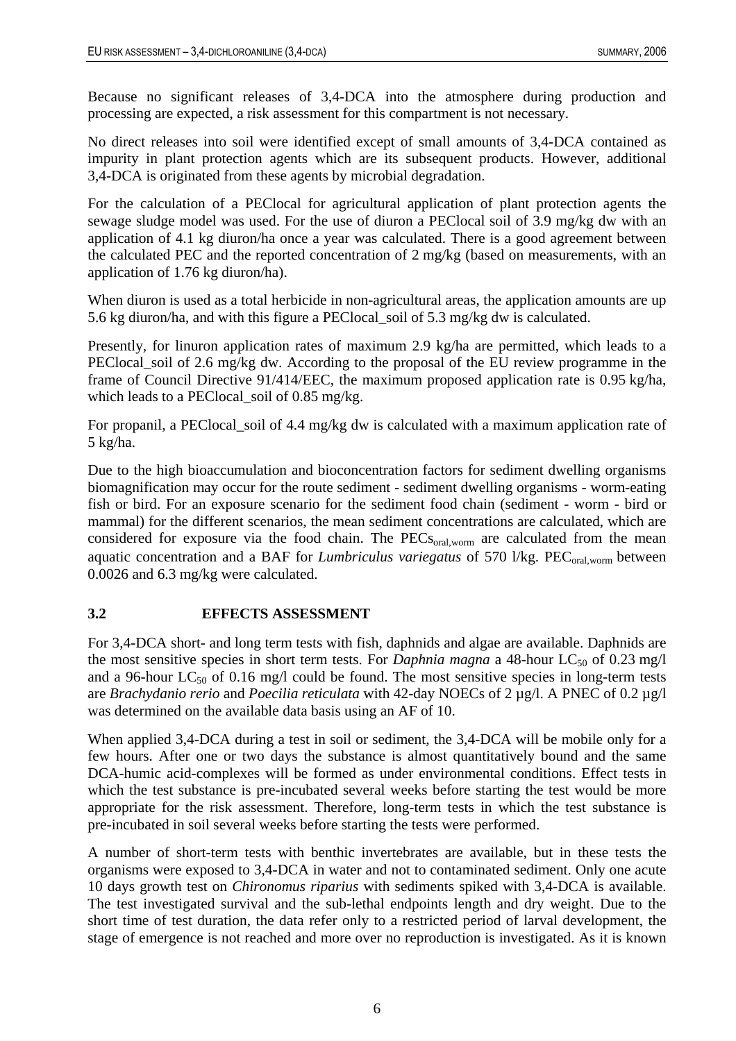Because no significant releases of 3,4-DCA into the atmosphere during production and processing are expected, a risk assessment for this compartment is not necessary.

No direct releases into soil were identified except of small amounts of 3,4-DCA contained as impurity in plant protection agents which are its subsequent products. However, additional 3,4-DCA is originated from these agents by microbial degradation.

For the calculation of a PEClocal for agricultural application of plant protection agents the sewage sludge model was used. For the use of diuron a PEClocal soil of 3.9 mg/kg dw with an application of 4.1 kg diuron/ha once a year was calculated. There is a good agreement between the calculated PEC and the reported concentration of 2 mg/kg (based on measurements, with an application of 1.76 kg diuron/ha).

When diuron is used as a total herbicide in non-agricultural areas, the application amounts are up 5.6 kg diuron/ha, and with this figure a PEClocal_soil of 5.3 mg/kg dw is calculated.

Presently, for linuron application rates of maximum 2.9 kg/ha are permitted, which leads to a PEClocal_soil of 2.6 mg/kg dw. According to the proposal of the EU review programme in the frame of Council Directive 91/414/EEC, the maximum proposed application rate is 0.95 kg/ha, which leads to a PEClocal_soil of 0.85 mg/kg.

For propanil, a PEClocal_soil of 4.4 mg/kg dw is calculated with a maximum application rate of 5 kg/ha.

Due to the high bioaccumulation and bioconcentration factors for sediment dwelling organisms biomagnification may occur for the route sediment - sediment dwelling organisms - worm-eating fish or bird. For an exposure scenario for the sediment food chain (sediment - worm - bird or mammal) for the different scenarios, the mean sediment concentrations are calculated, which are considered for exposure via the food chain. The $PECs_{oral,worm}$ are calculated from the mean aquatic concentration and a BAF for *Lumbriculus variegatus* of 570 l/kg. $PEC_{oral,worm}$ between 0.0026 and 6.3 mg/kg were calculated.

## 3.2 EFFECTS ASSESSMENT

For 3,4-DCA short- and long term tests with fish, daphnids and algae are available. Daphnids are the most sensitive species in short term tests. For *Daphnia magna* a 48-hour $LC_{50}$ of 0.23 mg/l and a 96-hour $LC_{50}$ of 0.16 mg/l could be found. The most sensitive species in long-term tests are *Brachydanio rerio* and *Poecilia reticulata* with 42-day NOECs of 2 µg/l. A PNEC of 0.2 µg/l was determined on the available data basis using an AF of 10.

When applied 3,4-DCA during a test in soil or sediment, the 3,4-DCA will be mobile only for a few hours. After one or two days the substance is almost quantitatively bound and the same DCA-humic acid-complexes will be formed as under environmental conditions. Effect tests in which the test substance is pre-incubated several weeks before starting the test would be more appropriate for the risk assessment. Therefore, long-term tests in which the test substance is pre-incubated in soil several weeks before starting the tests were performed.

A number of short-term tests with benthic invertebrates are available, but in these tests the organisms were exposed to 3,4-DCA in water and not to contaminated sediment. Only one acute 10 days growth test on *Chironomus riparius* with sediments spiked with 3,4-DCA is available. The test investigated survival and the sub-lethal endpoints length and dry weight. Due to the short time of test duration, the data refer only to a restricted period of larval development, the stage of emergence is not reached and more over no reproduction is investigated. As it is known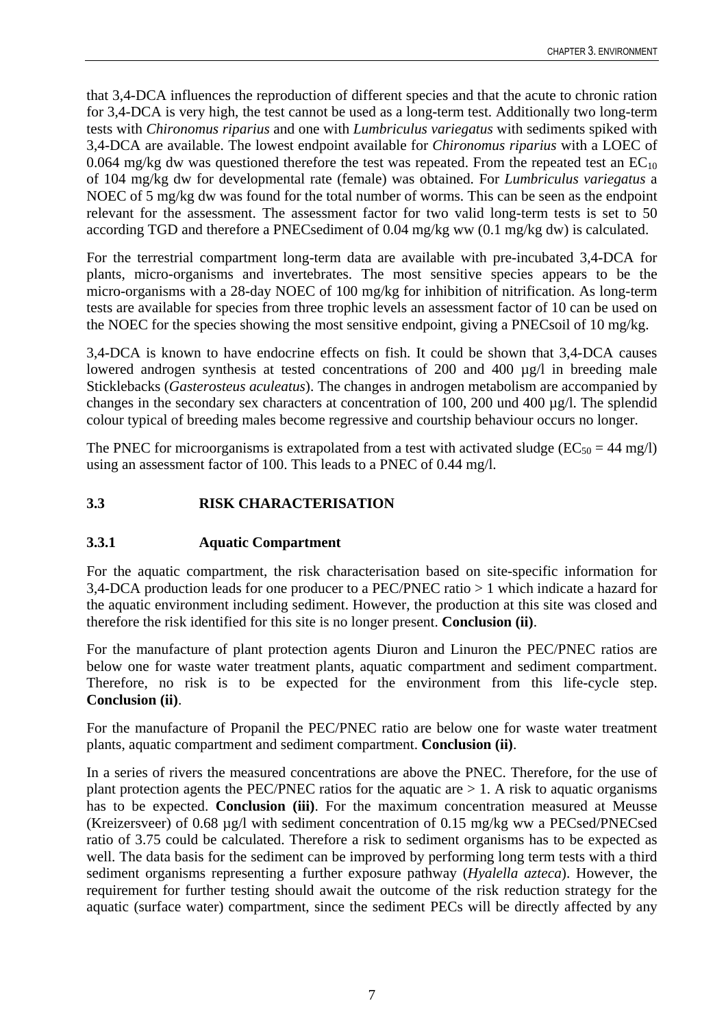that 3,4-DCA influences the reproduction of different species and that the acute to chronic ration for 3,4-DCA is very high, the test cannot be used as a long-term test. Additionally two long-term tests with *Chironomus riparius* and one with *Lumbriculus variegatus* with sediments spiked with 3,4-DCA are available. The lowest endpoint available for *Chironomus riparius* with a LOEC of 0.064 mg/kg dw was questioned therefore the test was repeated. From the repeated test an $EC_{10}$ of 104 mg/kg dw for developmental rate (female) was obtained. For *Lumbriculus variegatus* a NOEC of 5 mg/kg dw was found for the total number of worms. This can be seen as the endpoint relevant for the assessment. The assessment factor for two valid long-term tests is set to 50 according TGD and therefore a PNECsediment of 0.04 mg/kg ww (0.1 mg/kg dw) is calculated.

For the terrestrial compartment long-term data are available with pre-incubated 3,4-DCA for plants, micro-organisms and invertebrates. The most sensitive species appears to be the micro-organisms with a 28-day NOEC of 100 mg/kg for inhibition of nitrification. As long-term tests are available for species from three trophic levels an assessment factor of 10 can be used on the NOEC for the species showing the most sensitive endpoint, giving a PNECsoil of 10 mg/kg.

3,4-DCA is known to have endocrine effects on fish. It could be shown that 3,4-DCA causes lowered androgen synthesis at tested concentrations of 200 and 400 µg/l in breeding male Sticklebacks (*Gasterosteus aculeatus*). The changes in androgen metabolism are accompanied by changes in the secondary sex characters at concentration of 100, 200 und 400 µg/l. The splendid colour typical of breeding males become regressive and courtship behaviour occurs no longer.

The PNEC for microorganisms is extrapolated from a test with activated sludge ($EC_{50}$ = 44 mg/l) using an assessment factor of 100. This leads to a PNEC of 0.44 mg/l.

## 3.3 RISK CHARACTERISATION

### 3.3.1 Aquatic Compartment

For the aquatic compartment, the risk characterisation based on site-specific information for 3,4-DCA production leads for one producer to a PEC/PNEC ratio > 1 which indicate a hazard for the aquatic environment including sediment. However, the production at this site was closed and therefore the risk identified for this site is no longer present. **Conclusion (ii)**.

For the manufacture of plant protection agents Diuron and Linuron the PEC/PNEC ratios are below one for waste water treatment plants, aquatic compartment and sediment compartment. Therefore, no risk is to be expected for the environment from this life-cycle step. **Conclusion (ii)**.

For the manufacture of Propanil the PEC/PNEC ratio are below one for waste water treatment plants, aquatic compartment and sediment compartment. **Conclusion (ii)**.

In a series of rivers the measured concentrations are above the PNEC. Therefore, for the use of plant protection agents the PEC/PNEC ratios for the aquatic are > 1. A risk to aquatic organisms has to be expected. **Conclusion (iii)**. For the maximum concentration measured at Meusse (Kreizersveer) of 0.68 µg/l with sediment concentration of 0.15 mg/kg ww a PECsed/PNECsed ratio of 3.75 could be calculated. Therefore a risk to sediment organisms has to be expected as well. The data basis for the sediment can be improved by performing long term tests with a third sediment organisms representing a further exposure pathway (*Hyalella azteca*). However, the requirement for further testing should await the outcome of the risk reduction strategy for the aquatic (surface water) compartment, since the sediment PECs will be directly affected by any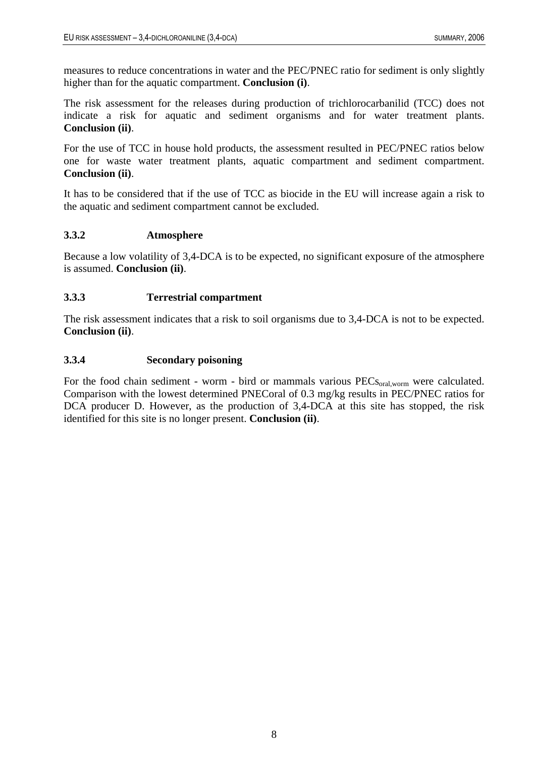measures to reduce concentrations in water and the PEC/PNEC ratio for sediment is only slightly higher than for the aquatic compartment. **Conclusion (i)**.

The risk assessment for the releases during production of trichlorocarbanilid (TCC) does not indicate a risk for aquatic and sediment organisms and for water treatment plants. **Conclusion (ii)**.

For the use of TCC in house hold products, the assessment resulted in PEC/PNEC ratios below one for waste water treatment plants, aquatic compartment and sediment compartment. **Conclusion (ii)**.

It has to be considered that if the use of TCC as biocide in the EU will increase again a risk to the aquatic and sediment compartment cannot be excluded.

### 3.3.2 Atmosphere

Because a low volatility of 3,4-DCA is to be expected, no significant exposure of the atmosphere is assumed. **Conclusion (ii)**.

### 3.3.3 Terrestrial compartment

The risk assessment indicates that a risk to soil organisms due to 3,4-DCA is not to be expected. **Conclusion (ii)**.

### 3.3.4 Secondary poisoning

For the food chain sediment - worm - bird or mammals various $PECs_{oral,worm}$ were calculated. Comparison with the lowest determined PNECoral of 0.3 mg/kg results in PEC/PNEC ratios for DCA producer D. However, as the production of 3,4-DCA at this site has stopped, the risk identified for this site is no longer present. **Conclusion (ii)**.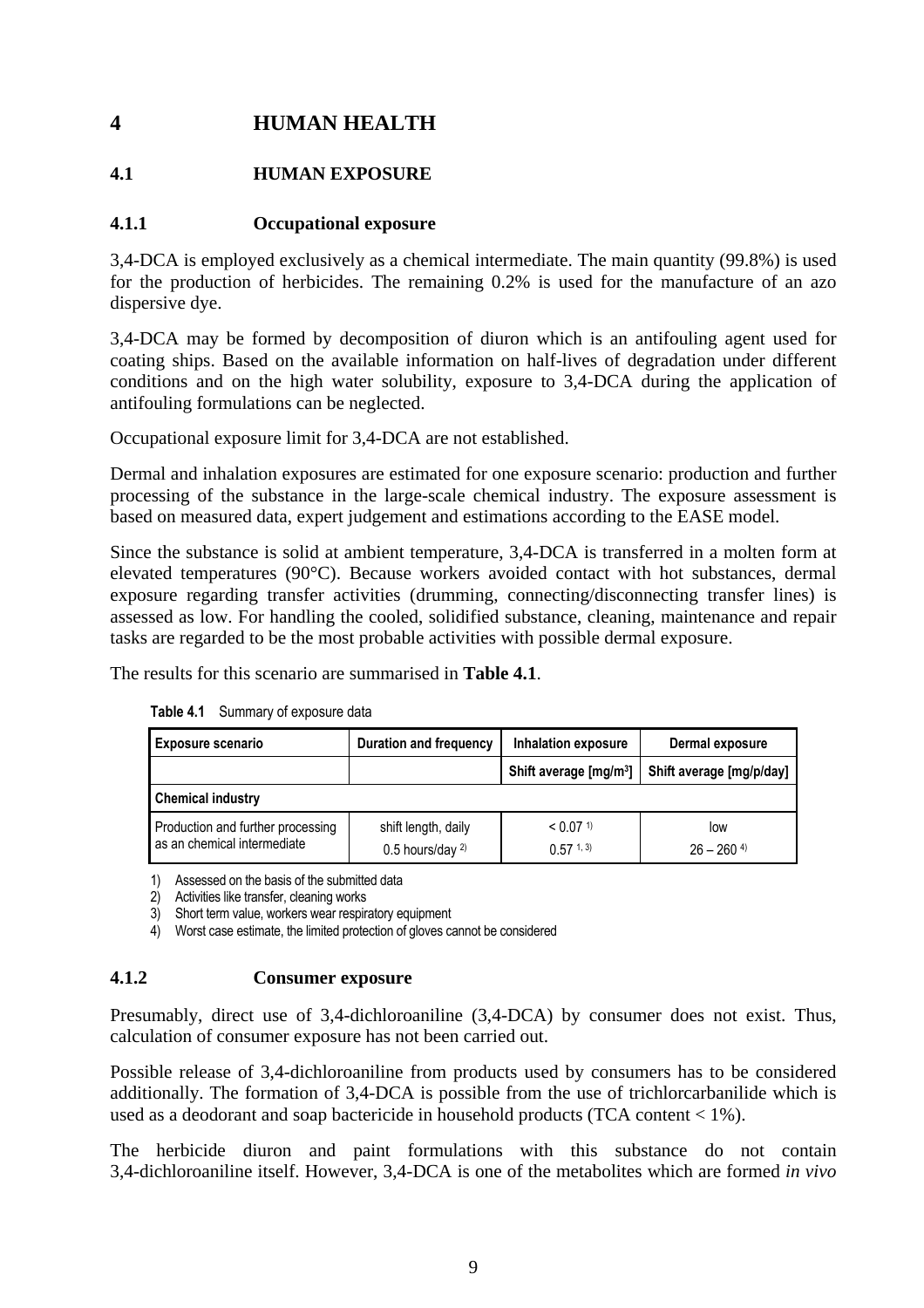# 4 HUMAN HEALTH

## 4.1 HUMAN EXPOSURE

### 4.1.1 Occupational exposure

3,4-DCA is employed exclusively as a chemical intermediate. The main quantity (99.8%) is used for the production of herbicides. The remaining 0.2% is used for the manufacture of an azo dispersive dye.

3,4-DCA may be formed by decomposition of diuron which is an antifouling agent used for coating ships. Based on the available information on half-lives of degradation under different conditions and on the high water solubility, exposure to 3,4-DCA during the application of antifouling formulations can be neglected.

Occupational exposure limit for 3,4-DCA are not established.

Dermal and inhalation exposures are estimated for one exposure scenario: production and further processing of the substance in the large-scale chemical industry. The exposure assessment is based on measured data, expert judgement and estimations according to the EASE model.

Since the substance is solid at ambient temperature, 3,4-DCA is transferred in a molten form at elevated temperatures (90°C). Because workers avoided contact with hot substances, dermal exposure regarding transfer activities (drumming, connecting/disconnecting transfer lines) is assessed as low. For handling the cooled, solidified substance, cleaning, maintenance and repair tasks are regarded to be the most probable activities with possible dermal exposure.

The results for this scenario are summarised in **Table 4.1**.

**Table 4.1** Summary of exposure data

| Exposure scenario | Duration and frequency | Inhalation exposure | Dermal exposure |
|---|---|---|---|
| | | Shift average [mg/m³] | Shift average [mg/p/day] |
| **Chemical industry** | | | |
| Production and further processing as an chemical intermediate | shift length, daily<br>0.5 hours/day [2] | < 0.07 [1]<br>0.57 [1, 3] | low<br>26 – 260 [4] |

1) Assessed on the basis of the submitted data
2) Activities like transfer, cleaning works
3) Short term value, workers wear respiratory equipment
4) Worst case estimate, the limited protection of gloves cannot be considered

### 4.1.2 Consumer exposure

Presumably, direct use of 3,4-dichloroaniline (3,4-DCA) by consumer does not exist. Thus, calculation of consumer exposure has not been carried out.

Possible release of 3,4-dichloroaniline from products used by consumers has to be considered additionally. The formation of 3,4-DCA is possible from the use of trichlorcarbanilide which is used as a deodorant and soap bactericide in household products (TCA content < 1%).

The herbicide diuron and paint formulations with this substance do not contain 3,4-dichloroaniline itself. However, 3,4-DCA is one of the metabolites which are formed *in vivo*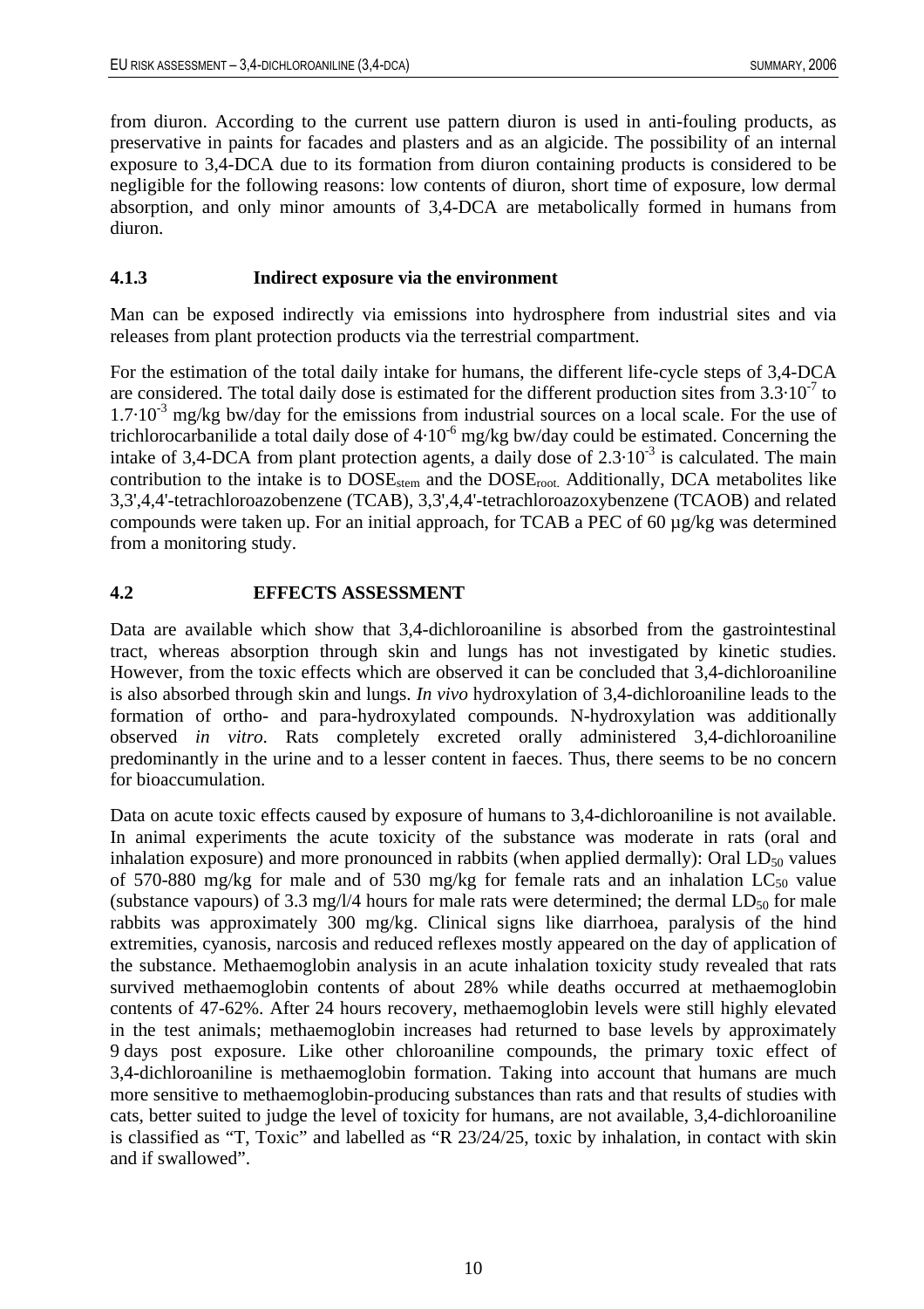from diuron. According to the current use pattern diuron is used in anti-fouling products, as preservative in paints for facades and plasters and as an algicide. The possibility of an internal exposure to 3,4-DCA due to its formation from diuron containing products is considered to be negligible for the following reasons: low contents of diuron, short time of exposure, low dermal absorption, and only minor amounts of 3,4-DCA are metabolically formed in humans from diuron.

### 4.1.3 Indirect exposure via the environment

Man can be exposed indirectly via emissions into hydrosphere from industrial sites and via releases from plant protection products via the terrestrial compartment.

For the estimation of the total daily intake for humans, the different life-cycle steps of 3,4-DCA are considered. The total daily dose is estimated for the different production sites from $3.3 \cdot 10^{-7}$ to $1.7 \cdot 10^{-3}$ mg/kg bw/day for the emissions from industrial sources on a local scale. For the use of trichlorocarbanilide a total daily dose of $4 \cdot 10^{-6}$ mg/kg bw/day could be estimated. Concerning the intake of 3,4-DCA from plant protection agents, a daily dose of $2.3 \cdot 10^{-3}$ is calculated. The main contribution to the intake is to $DOSE_{stem}$ and the $DOSE_{root.}$ Additionally, DCA metabolites like 3,3',4,4'-tetrachloroazobenzene (TCAB), 3,3',4,4'-tetrachloroazoxybenzene (TCAOB) and related compounds were taken up. For an initial approach, for TCAB a PEC of 60 µg/kg was determined from a monitoring study.

## 4.2 EFFECTS ASSESSMENT

Data are available which show that 3,4-dichloroaniline is absorbed from the gastrointestinal tract, whereas absorption through skin and lungs has not investigated by kinetic studies. However, from the toxic effects which are observed it can be concluded that 3,4-dichloroaniline is also absorbed through skin and lungs. *In vivo* hydroxylation of 3,4-dichloroaniline leads to the formation of ortho- and para-hydroxylated compounds. N-hydroxylation was additionally observed *in vitro*. Rats completely excreted orally administered 3,4-dichloroaniline predominantly in the urine and to a lesser content in faeces. Thus, there seems to be no concern for bioaccumulation.

Data on acute toxic effects caused by exposure of humans to 3,4-dichloroaniline is not available. In animal experiments the acute toxicity of the substance was moderate in rats (oral and inhalation exposure) and more pronounced in rabbits (when applied dermally): Oral $LD_{50}$ values of 570-880 mg/kg for male and of 530 mg/kg for female rats and an inhalation $LC_{50}$ value (substance vapours) of 3.3 mg/l/4 hours for male rats were determined; the dermal $LD_{50}$ for male rabbits was approximately 300 mg/kg. Clinical signs like diarrhoea, paralysis of the hind extremities, cyanosis, narcosis and reduced reflexes mostly appeared on the day of application of the substance. Methaemoglobin analysis in an acute inhalation toxicity study revealed that rats survived methaemoglobin contents of about 28% while deaths occurred at methaemoglobin contents of 47-62%. After 24 hours recovery, methaemoglobin levels were still highly elevated in the test animals; methaemoglobin increases had returned to base levels by approximately 9 days post exposure. Like other chloroaniline compounds, the primary toxic effect of 3,4-dichloroaniline is methaemoglobin formation. Taking into account that humans are much more sensitive to methaemoglobin-producing substances than rats and that results of studies with cats, better suited to judge the level of toxicity for humans, are not available, 3,4-dichloroaniline is classified as "T, Toxic" and labelled as "R 23/24/25, toxic by inhalation, in contact with skin and if swallowed".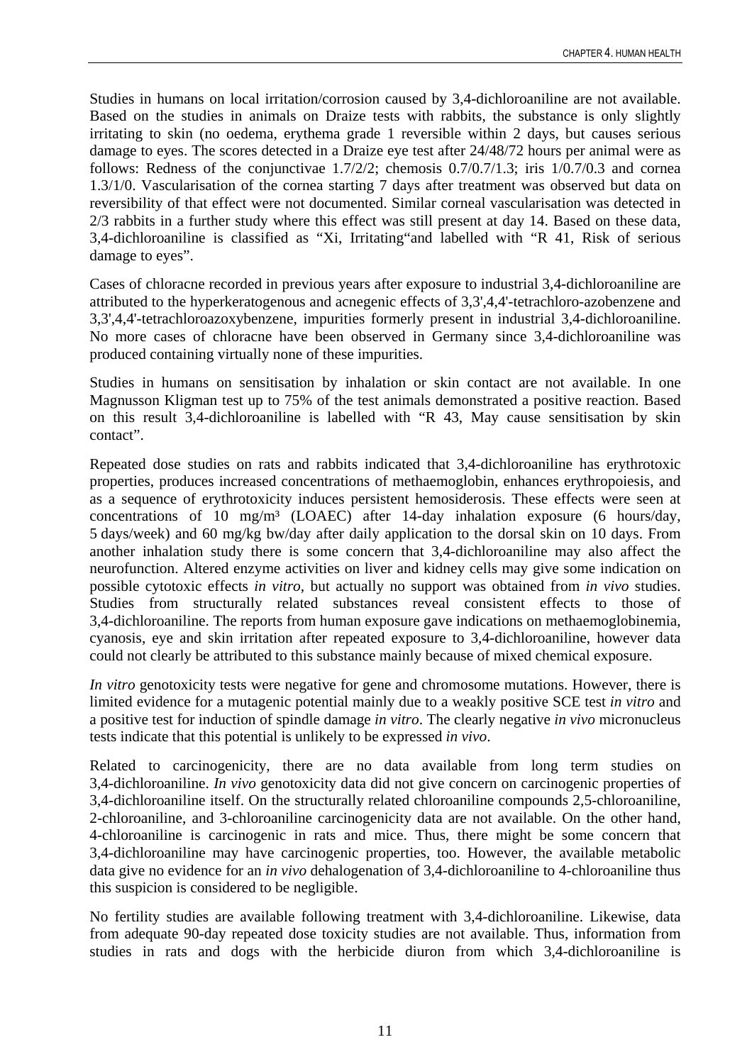Studies in humans on local irritation/corrosion caused by 3,4-dichloroaniline are not available. Based on the studies in animals on Draize tests with rabbits, the substance is only slightly irritating to skin (no oedema, erythema grade 1 reversible within 2 days, but causes serious damage to eyes. The scores detected in a Draize eye test after 24/48/72 hours per animal were as follows: Redness of the conjunctivae 1.7/2/2; chemosis 0.7/0.7/1.3; iris 1/0.7/0.3 and cornea 1.3/1/0. Vascularisation of the cornea starting 7 days after treatment was observed but data on reversibility of that effect were not documented. Similar corneal vascularisation was detected in 2/3 rabbits in a further study where this effect was still present at day 14. Based on these data, 3,4-dichloroaniline is classified as "Xi, Irritating"and labelled with "R 41, Risk of serious damage to eyes".

Cases of chloracne recorded in previous years after exposure to industrial 3,4-dichloroaniline are attributed to the hyperkeratogenous and acnegenic effects of 3,3',4,4'-tetrachloro-azobenzene and 3,3',4,4'-tetrachloroazoxybenzene, impurities formerly present in industrial 3,4-dichloroaniline. No more cases of chloracne have been observed in Germany since 3,4-dichloroaniline was produced containing virtually none of these impurities.

Studies in humans on sensitisation by inhalation or skin contact are not available. In one Magnusson Kligman test up to 75% of the test animals demonstrated a positive reaction. Based on this result 3,4-dichloroaniline is labelled with "R 43, May cause sensitisation by skin contact".

Repeated dose studies on rats and rabbits indicated that 3,4-dichloroaniline has erythrotoxic properties, produces increased concentrations of methaemoglobin, enhances erythropoiesis, and as a sequence of erythrotoxicity induces persistent hemosiderosis. These effects were seen at concentrations of 10 mg/m³ (LOAEC) after 14-day inhalation exposure (6 hours/day, 5 days/week) and 60 mg/kg bw/day after daily application to the dorsal skin on 10 days. From another inhalation study there is some concern that 3,4-dichloroaniline may also affect the neurofunction. Altered enzyme activities on liver and kidney cells may give some indication on possible cytotoxic effects *in vitro*, but actually no support was obtained from *in vivo* studies. Studies from structurally related substances reveal consistent effects to those of 3,4-dichloroaniline. The reports from human exposure gave indications on methaemoglobinemia, cyanosis, eye and skin irritation after repeated exposure to 3,4-dichloroaniline, however data could not clearly be attributed to this substance mainly because of mixed chemical exposure.

*In vitro* genotoxicity tests were negative for gene and chromosome mutations. However, there is limited evidence for a mutagenic potential mainly due to a weakly positive SCE test *in vitro* and a positive test for induction of spindle damage *in vitro*. The clearly negative *in vivo* micronucleus tests indicate that this potential is unlikely to be expressed *in vivo*.

Related to carcinogenicity, there are no data available from long term studies on 3,4-dichloroaniline. *In vivo* genotoxicity data did not give concern on carcinogenic properties of 3,4-dichloroaniline itself. On the structurally related chloroaniline compounds 2,5-chloroaniline, 2-chloroaniline, and 3-chloroaniline carcinogenicity data are not available. On the other hand, 4-chloroaniline is carcinogenic in rats and mice. Thus, there might be some concern that 3,4-dichloroaniline may have carcinogenic properties, too. However, the available metabolic data give no evidence for an *in vivo* dehalogenation of 3,4-dichloroaniline to 4-chloroaniline thus this suspicion is considered to be negligible.

No fertility studies are available following treatment with 3,4-dichloroaniline. Likewise, data from adequate 90-day repeated dose toxicity studies are not available. Thus, information from studies in rats and dogs with the herbicide diuron from which 3,4-dichloroaniline is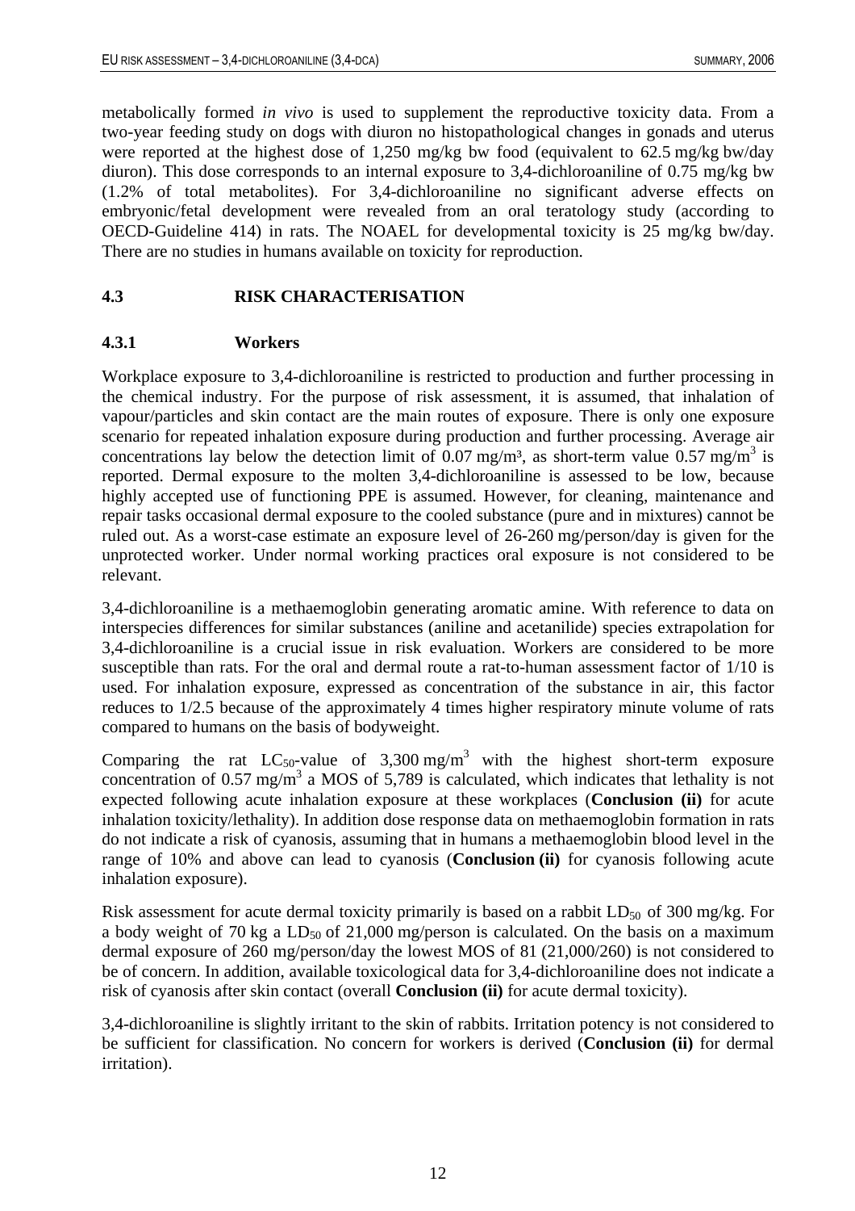metabolically formed *in vivo* is used to supplement the reproductive toxicity data. From a two-year feeding study on dogs with diuron no histopathological changes in gonads and uterus were reported at the highest dose of 1,250 mg/kg bw food (equivalent to 62.5 mg/kg bw/day diuron). This dose corresponds to an internal exposure to 3,4-dichloroaniline of 0.75 mg/kg bw (1.2% of total metabolites). For 3,4-dichloroaniline no significant adverse effects on embryonic/fetal development were revealed from an oral teratology study (according to OECD-Guideline 414) in rats. The NOAEL for developmental toxicity is 25 mg/kg bw/day. There are no studies in humans available on toxicity for reproduction.

### 4.3 RISK CHARACTERISATION

#### 4.3.1 Workers

Workplace exposure to 3,4-dichloroaniline is restricted to production and further processing in the chemical industry. For the purpose of risk assessment, it is assumed, that inhalation of vapour/particles and skin contact are the main routes of exposure. There is only one exposure scenario for repeated inhalation exposure during production and further processing. Average air concentrations lay below the detection limit of 0.07 mg/m³, as short-term value 0.57 mg/m³ is reported. Dermal exposure to the molten 3,4-dichloroaniline is assessed to be low, because highly accepted use of functioning PPE is assumed. However, for cleaning, maintenance and repair tasks occasional dermal exposure to the cooled substance (pure and in mixtures) cannot be ruled out. As a worst-case estimate an exposure level of 26-260 mg/person/day is given for the unprotected worker. Under normal working practices oral exposure is not considered to be relevant.

3,4-dichloroaniline is a methaemoglobin generating aromatic amine. With reference to data on interspecies differences for similar substances (aniline and acetanilide) species extrapolation for 3,4-dichloroaniline is a crucial issue in risk evaluation. Workers are considered to be more susceptible than rats. For the oral and dermal route a rat-to-human assessment factor of 1/10 is used. For inhalation exposure, expressed as concentration of the substance in air, this factor reduces to 1/2.5 because of the approximately 4 times higher respiratory minute volume of rats compared to humans on the basis of bodyweight.

Comparing the rat $LC_{50}$-value of 3,300 mg/m³ with the highest short-term exposure concentration of 0.57 mg/m³ a MOS of 5,789 is calculated, which indicates that lethality is not expected following acute inhalation exposure at these workplaces (**Conclusion (ii)** for acute inhalation toxicity/lethality). In addition dose response data on methaemoglobin formation in rats do not indicate a risk of cyanosis, assuming that in humans a methaemoglobin blood level in the range of 10% and above can lead to cyanosis (**Conclusion (ii)** for cyanosis following acute inhalation exposure).

Risk assessment for acute dermal toxicity primarily is based on a rabbit $LD_{50}$ of 300 mg/kg. For a body weight of 70 kg a $LD_{50}$ of 21,000 mg/person is calculated. On the basis on a maximum dermal exposure of 260 mg/person/day the lowest MOS of 81 (21,000/260) is not considered to be of concern. In addition, available toxicological data for 3,4-dichloroaniline does not indicate a risk of cyanosis after skin contact (overall **Conclusion (ii)** for acute dermal toxicity).

3,4-dichloroaniline is slightly irritant to the skin of rabbits. Irritation potency is not considered to be sufficient for classification. No concern for workers is derived (**Conclusion (ii)** for dermal irritation).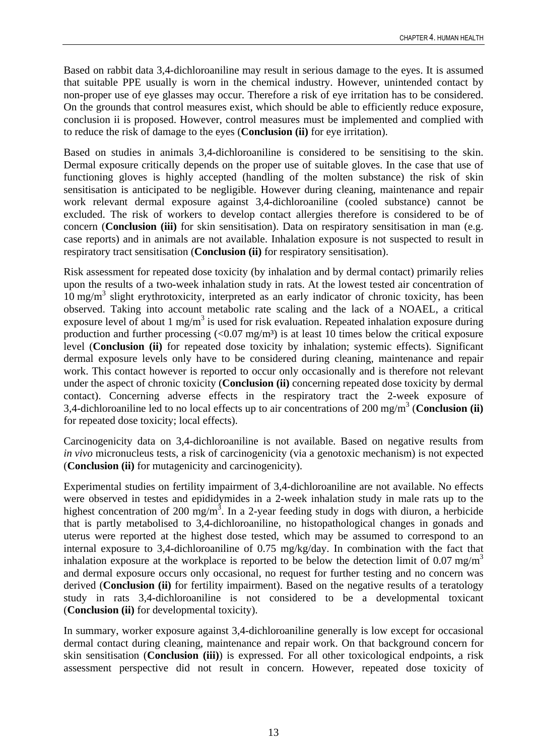Based on rabbit data 3,4-dichloroaniline may result in serious damage to the eyes. It is assumed that suitable PPE usually is worn in the chemical industry. However, unintended contact by non-proper use of eye glasses may occur. Therefore a risk of eye irritation has to be considered. On the grounds that control measures exist, which should be able to efficiently reduce exposure, conclusion ii is proposed. However, control measures must be implemented and complied with to reduce the risk of damage to the eyes (**Conclusion (ii)** for eye irritation).

Based on studies in animals 3,4-dichloroaniline is considered to be sensitising to the skin. Dermal exposure critically depends on the proper use of suitable gloves. In the case that use of functioning gloves is highly accepted (handling of the molten substance) the risk of skin sensitisation is anticipated to be negligible. However during cleaning, maintenance and repair work relevant dermal exposure against 3,4-dichloroaniline (cooled substance) cannot be excluded. The risk of workers to develop contact allergies therefore is considered to be of concern (**Conclusion (iii)** for skin sensitisation). Data on respiratory sensitisation in man (e.g. case reports) and in animals are not available. Inhalation exposure is not suspected to result in respiratory tract sensitisation (**Conclusion (ii)** for respiratory sensitisation).

Risk assessment for repeated dose toxicity (by inhalation and by dermal contact) primarily relies upon the results of a two-week inhalation study in rats. At the lowest tested air concentration of 10 $mg/m^3$ slight erythrotoxicity, interpreted as an early indicator of chronic toxicity, has been observed. Taking into account metabolic rate scaling and the lack of a NOAEL, a critical exposure level of about 1 $mg/m^3$ is used for risk evaluation. Repeated inhalation exposure during production and further processing ($<0.07$ $mg/m^3$) is at least 10 times below the critical exposure level (**Conclusion (ii)** for repeated dose toxicity by inhalation; systemic effects). Significant dermal exposure levels only have to be considered during cleaning, maintenance and repair work. This contact however is reported to occur only occasionally and is therefore not relevant under the aspect of chronic toxicity (**Conclusion (ii)** concerning repeated dose toxicity by dermal contact). Concerning adverse effects in the respiratory tract the 2-week exposure of 3,4-dichloroaniline led to no local effects up to air concentrations of 200 $mg/m^3$ (**Conclusion (ii)** for repeated dose toxicity; local effects).

Carcinogenicity data on 3,4-dichloroaniline is not available. Based on negative results from *in vivo* micronucleus tests, a risk of carcinogenicity (via a genotoxic mechanism) is not expected (**Conclusion (ii)** for mutagenicity and carcinogenicity).

Experimental studies on fertility impairment of 3,4-dichloroaniline are not available. No effects were observed in testes and epididymides in a 2-week inhalation study in male rats up to the highest concentration of 200 $mg/m^3$. In a 2-year feeding study in dogs with diuron, a herbicide that is partly metabolised to 3,4-dichloroaniline, no histopathological changes in gonads and uterus were reported at the highest dose tested, which may be assumed to correspond to an internal exposure to 3,4-dichloroaniline of 0.75 mg/kg/day. In combination with the fact that inhalation exposure at the workplace is reported to be below the detection limit of 0.07 $mg/m^3$ and dermal exposure occurs only occasional, no request for further testing and no concern was derived (**Conclusion (ii)** for fertility impairment). Based on the negative results of a teratology study in rats 3,4-dichloroaniline is not considered to be a developmental toxicant (**Conclusion (ii)** for developmental toxicity).

In summary, worker exposure against 3,4-dichloroaniline generally is low except for occasional dermal contact during cleaning, maintenance and repair work. On that background concern for skin sensitisation (**Conclusion (iii)**) is expressed. For all other toxicological endpoints, a risk assessment perspective did not result in concern. However, repeated dose toxicity of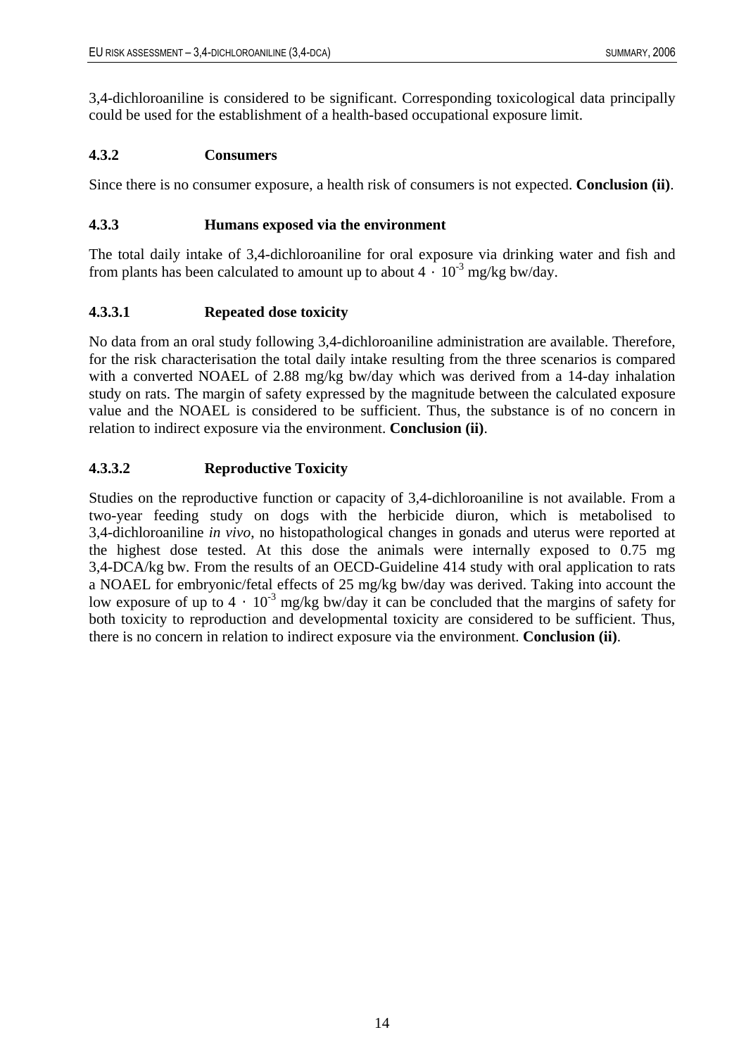3,4-dichloroaniline is considered to be significant. Corresponding toxicological data principally could be used for the establishment of a health-based occupational exposure limit.

### 4.3.2 Consumers

Since there is no consumer exposure, a health risk of consumers is not expected. **Conclusion (ii)**.

### 4.3.3 Humans exposed via the environment

The total daily intake of 3,4-dichloroaniline for oral exposure via drinking water and fish and from plants has been calculated to amount up to about $4 \cdot 10^{-3}$ mg/kg bw/day.

#### 4.3.3.1 Repeated dose toxicity

No data from an oral study following 3,4-dichloroaniline administration are available. Therefore, for the risk characterisation the total daily intake resulting from the three scenarios is compared with a converted NOAEL of 2.88 mg/kg bw/day which was derived from a 14-day inhalation study on rats. The margin of safety expressed by the magnitude between the calculated exposure value and the NOAEL is considered to be sufficient. Thus, the substance is of no concern in relation to indirect exposure via the environment. **Conclusion (ii)**.

#### 4.3.3.2 Reproductive Toxicity

Studies on the reproductive function or capacity of 3,4-dichloroaniline is not available. From a two-year feeding study on dogs with the herbicide diuron, which is metabolised to 3,4-dichloroaniline *in vivo*, no histopathological changes in gonads and uterus were reported at the highest dose tested. At this dose the animals were internally exposed to 0.75 mg 3,4-DCA/kg bw. From the results of an OECD-Guideline 414 study with oral application to rats a NOAEL for embryonic/fetal effects of 25 mg/kg bw/day was derived. Taking into account the low exposure of up to $4 \cdot 10^{-3}$ mg/kg bw/day it can be concluded that the margins of safety for both toxicity to reproduction and developmental toxicity are considered to be sufficient. Thus, there is no concern in relation to indirect exposure via the environment. **Conclusion (ii)**.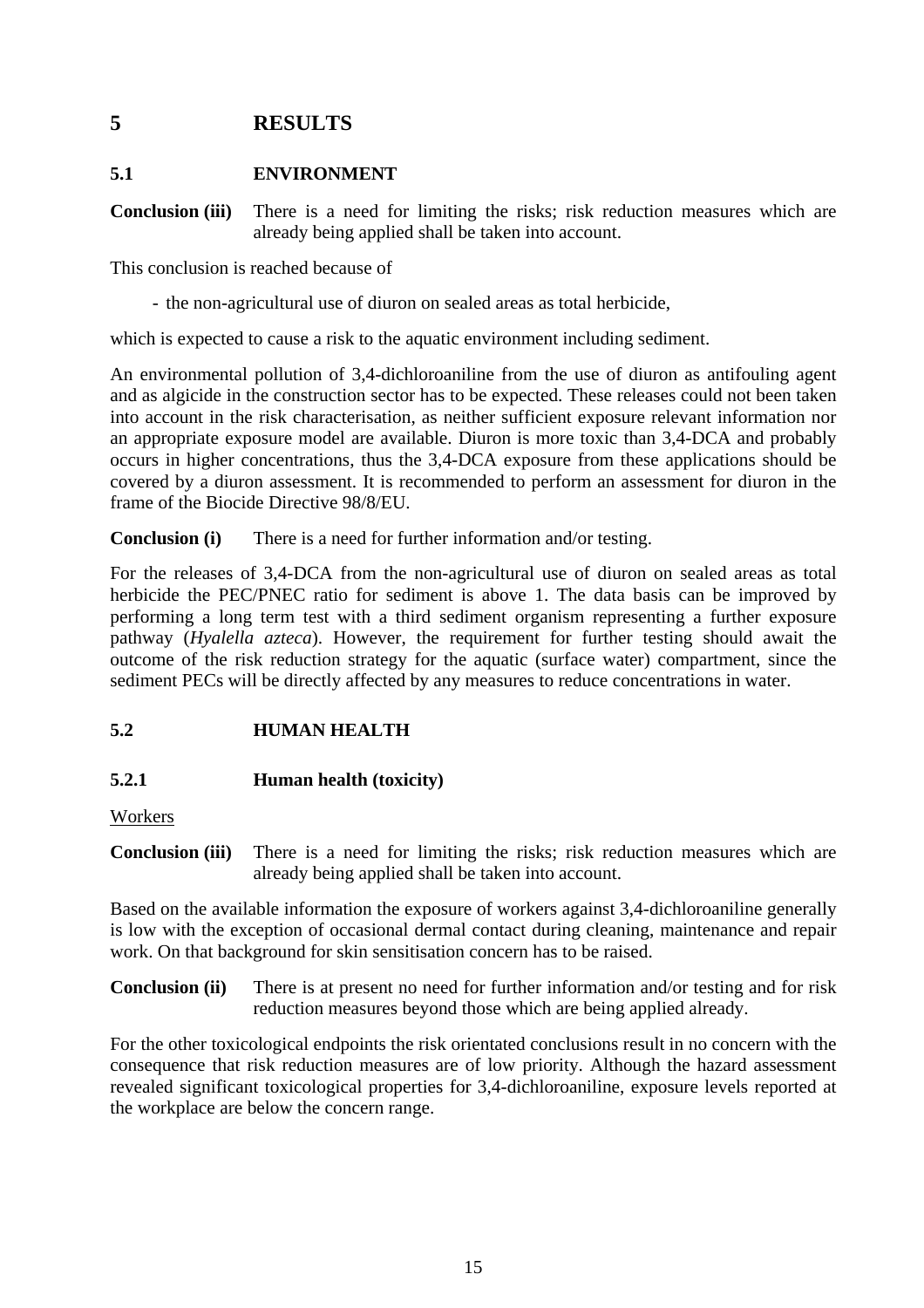# 5 RESULTS

## 5.1 ENVIRONMENT

**Conclusion (iii)** There is a need for limiting the risks; risk reduction measures which are already being applied shall be taken into account.

This conclusion is reached because of

- the non-agricultural use of diuron on sealed areas as total herbicide,

which is expected to cause a risk to the aquatic environment including sediment.

An environmental pollution of 3,4-dichloroaniline from the use of diuron as antifouling agent and as algicide in the construction sector has to be expected. These releases could not been taken into account in the risk characterisation, as neither sufficient exposure relevant information nor an appropriate exposure model are available. Diuron is more toxic than 3,4-DCA and probably occurs in higher concentrations, thus the 3,4-DCA exposure from these applications should be covered by a diuron assessment. It is recommended to perform an assessment for diuron in the frame of the Biocide Directive 98/8/EU.

**Conclusion (i)** There is a need for further information and/or testing.

For the releases of 3,4-DCA from the non-agricultural use of diuron on sealed areas as total herbicide the PEC/PNEC ratio for sediment is above 1. The data basis can be improved by performing a long term test with a third sediment organism representing a further exposure pathway (*Hyalella azteca*). However, the requirement for further testing should await the outcome of the risk reduction strategy for the aquatic (surface water) compartment, since the sediment PECs will be directly affected by any measures to reduce concentrations in water.

## 5.2 HUMAN HEALTH

### 5.2.1 Human health (toxicity)

Workers

**Conclusion (iii)** There is a need for limiting the risks; risk reduction measures which are already being applied shall be taken into account.

Based on the available information the exposure of workers against 3,4-dichloroaniline generally is low with the exception of occasional dermal contact during cleaning, maintenance and repair work. On that background for skin sensitisation concern has to be raised.

**Conclusion (ii)** There is at present no need for further information and/or testing and for risk reduction measures beyond those which are being applied already.

For the other toxicological endpoints the risk orientated conclusions result in no concern with the consequence that risk reduction measures are of low priority. Although the hazard assessment revealed significant toxicological properties for 3,4-dichloroaniline, exposure levels reported at the workplace are below the concern range.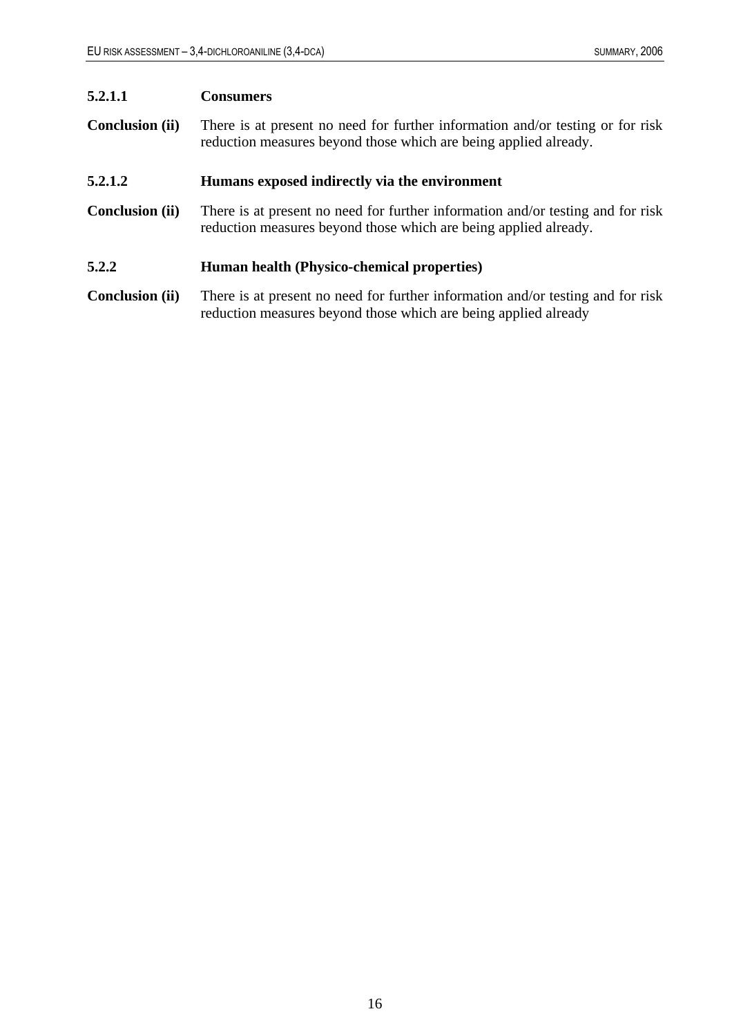#### 5.2.1.1 Consumers

**Conclusion (ii)** There is at present no need for further information and/or testing or for risk reduction measures beyond those which are being applied already.

#### 5.2.1.2 Humans exposed indirectly via the environment

**Conclusion (ii)** There is at present no need for further information and/or testing and for risk reduction measures beyond those which are being applied already.

### 5.2.2 Human health (Physico-chemical properties)

**Conclusion (ii)** There is at present no need for further information and/or testing and for risk reduction measures beyond those which are being applied already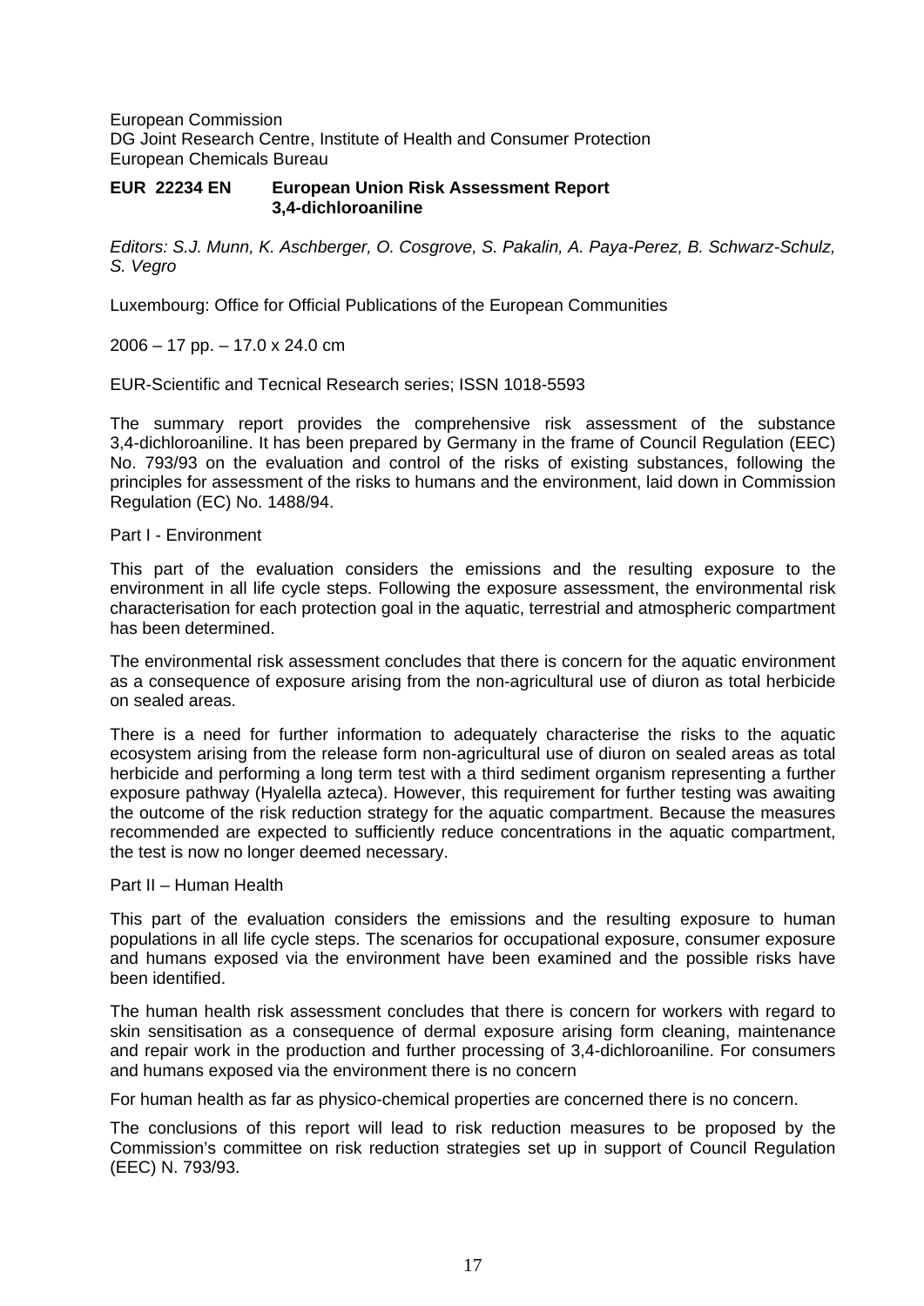European Commission
DG Joint Research Centre, Institute of Health and Consumer Protection
European Chemicals Bureau

**EUR 22234 EN European Union Risk Assessment Report**
**3,4-dichloroaniline**

*Editors: S.J. Munn, K. Aschberger, O. Cosgrove, S. Pakalin, A. Paya-Perez, B. Schwarz-Schulz, S. Vegro*

Luxembourg: Office for Official Publications of the European Communities

2006 – 17 pp. – 17.0 x 24.0 cm

EUR-Scientific and Tecnical Research series; ISSN 1018-5593

The summary report provides the comprehensive risk assessment of the substance 3,4-dichloroaniline. It has been prepared by Germany in the frame of Council Regulation (EEC) No. 793/93 on the evaluation and control of the risks of existing substances, following the principles for assessment of the risks to humans and the environment, laid down in Commission Regulation (EC) No. 1488/94.

Part I - Environment

This part of the evaluation considers the emissions and the resulting exposure to the environment in all life cycle steps. Following the exposure assessment, the environmental risk characterisation for each protection goal in the aquatic, terrestrial and atmospheric compartment has been determined.

The environmental risk assessment concludes that there is concern for the aquatic environment as a consequence of exposure arising from the non-agricultural use of diuron as total herbicide on sealed areas.

There is a need for further information to adequately characterise the risks to the aquatic ecosystem arising from the release form non-agricultural use of diuron on sealed areas as total herbicide and performing a long term test with a third sediment organism representing a further exposure pathway (Hyalella azteca). However, this requirement for further testing was awaiting the outcome of the risk reduction strategy for the aquatic compartment. Because the measures recommended are expected to sufficiently reduce concentrations in the aquatic compartment, the test is now no longer deemed necessary.

Part II – Human Health

This part of the evaluation considers the emissions and the resulting exposure to human populations in all life cycle steps. The scenarios for occupational exposure, consumer exposure and humans exposed via the environment have been examined and the possible risks have been identified.

The human health risk assessment concludes that there is concern for workers with regard to skin sensitisation as a consequence of dermal exposure arising form cleaning, maintenance and repair work in the production and further processing of 3,4-dichloroaniline. For consumers and humans exposed via the environment there is no concern

For human health as far as physico-chemical properties are concerned there is no concern.

The conclusions of this report will lead to risk reduction measures to be proposed by the Commission's committee on risk reduction strategies set up in support of Council Regulation (EEC) N. 793/93.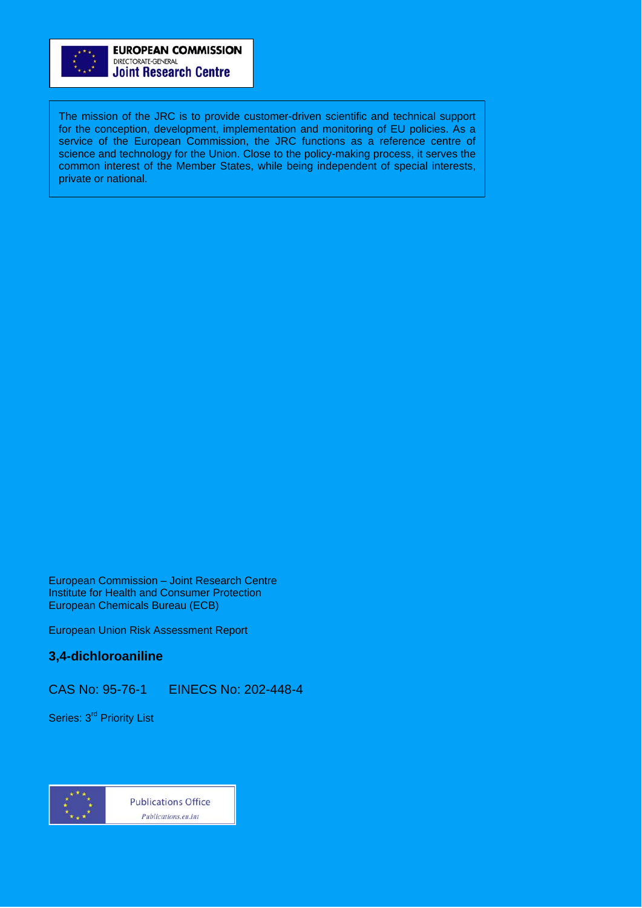**EUROPEAN COMMISSION**
DIRECTORATE-GENERAL
**Joint Research Centre**

The mission of the JRC is to provide customer-driven scientific and technical support for the conception, development, implementation and monitoring of EU policies. As a service of the European Commission, the JRC functions as a reference centre of science and technology for the Union. Close to the policy-making process, it serves the common interest of the Member States, while being independent of special interests, private or national.

European Commission – Joint Research Centre
Institute for Health and Consumer Protection
European Chemicals Bureau (ECB)

European Union Risk Assessment Report

**3,4-dichloroaniline**

CAS No: 95-76-1 EINECS No: 202-448-4

Series: 3rd Priority List

Publications Office
Publications.eu.int